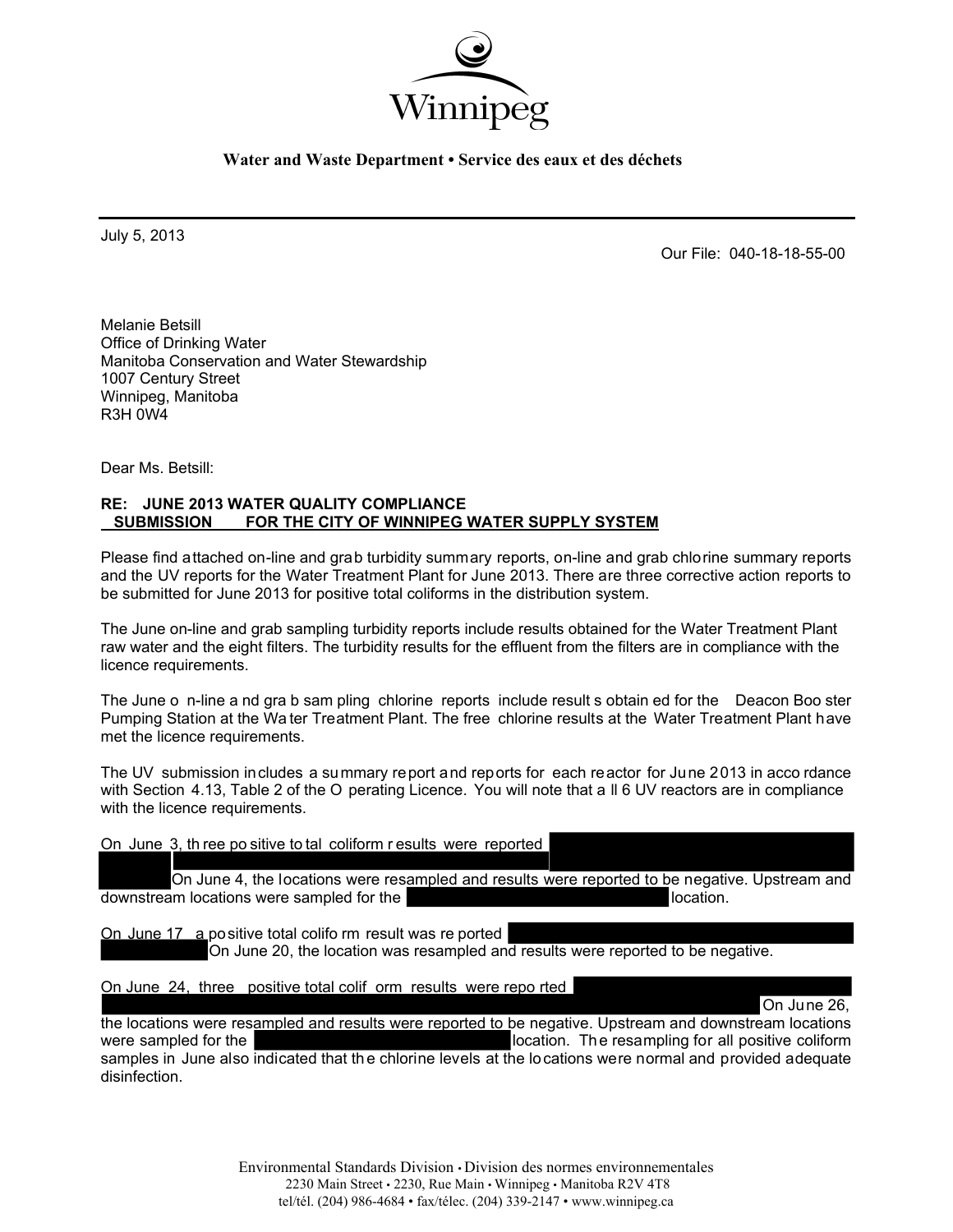Winnipeg

**Water and Waste Department • Service des eaux et des déchets**

July 5, 2013

Our File: 040-18-18-55-00

Melanie Betsill
Office of Drinking Water
Manitoba Conservation and Water Stewardship
1007 Century Street
Winnipeg, Manitoba
R3H 0W4

Dear Ms. Betsill:

**RE: JUNE 2013 WATER QUALITY COMPLIANCE SUBMISSION FOR THE CITY OF WINNIPEG WATER SUPPLY SYSTEM**

Please find attached on-line and grab turbidity summary reports, on-line and grab chlorine summary reports and the UV reports for the Water Treatment Plant for June 2013. There are three corrective action reports to be submitted for June 2013 for positive total coliforms in the distribution system.

The June on-line and grab sampling turbidity reports include results obtained for the Water Treatment Plant raw water and the eight filters. The turbidity results for the effluent from the filters are in compliance with the licence requirements.

The June on-line and grab sampling chlorine reports include results obtained for the Deacon Booster Pumping Station at the Water Treatment Plant. The free chlorine results at the Water Treatment Plant have met the licence requirements.

The UV submission includes a summary report and reports for each reactor for June 2013 in accordance with Section 4.13, Table 2 of the Operating Licence. You will note that all 6 UV reactors are in compliance with the licence requirements.

On June 3, three positive total coliform results were reported [REDACTED] On June 4, the locations were resampled and results were reported to be negative. Upstream and downstream locations were sampled for the [REDACTED] location.

On June 17 a positive total coliform result was reported [REDACTED] On June 20, the location was resampled and results were reported to be negative.

On June 24, three positive total coliform results were reported [REDACTED] On June 26, the locations were resampled and results were reported to be negative. Upstream and downstream locations were sampled for the [REDACTED] location. The resampling for all positive coliform samples in June also indicated that the chlorine levels at the locations were normal and provided adequate disinfection.

Environmental Standards Division • Division des normes environnementales
2230 Main Street • 2230, Rue Main • Winnipeg • Manitoba R2V 4T8
tel/tél. (204) 986-4684 • fax/télec. (204) 339-2147 • www.winnipeg.ca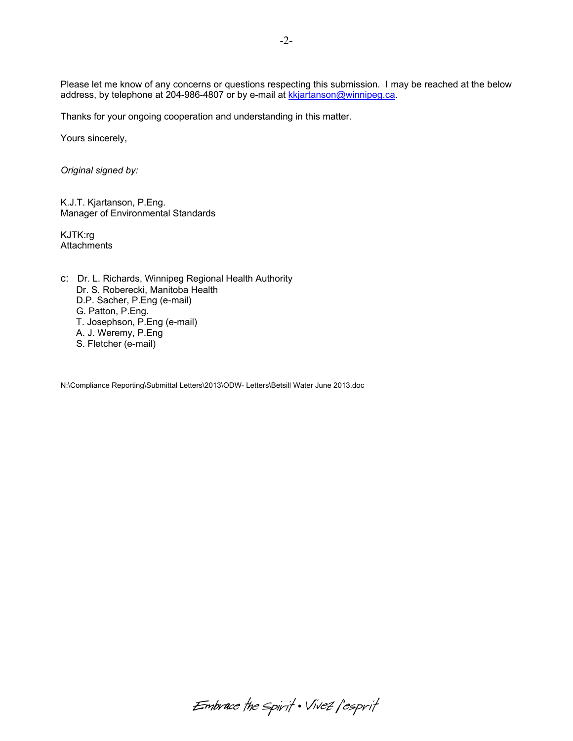Please let me know of any concerns or questions respecting this submission. I may be reached at the below address, by telephone at 204-986-4807 or by e-mail at kkjartanson@winnipeg.ca.

Thanks for your ongoing cooperation and understanding in this matter.

Yours sincerely,

*Original signed by:*

K.J.T. Kjartanson, P.Eng.
Manager of Environmental Standards

KJTK:rg
Attachments

c: Dr. L. Richards, Winnipeg Regional Health Authority
Dr. S. Roberecki, Manitoba Health
D.P. Sacher, P.Eng (e-mail)
G. Patton, P.Eng.
T. Josephson, P.Eng (e-mail)
A. J. Weremy, P.Eng
S. Fletcher (e-mail)

N:\Compliance Reporting\Submittal Letters\2013\ODW- Letters\Betsill Water June 2013.doc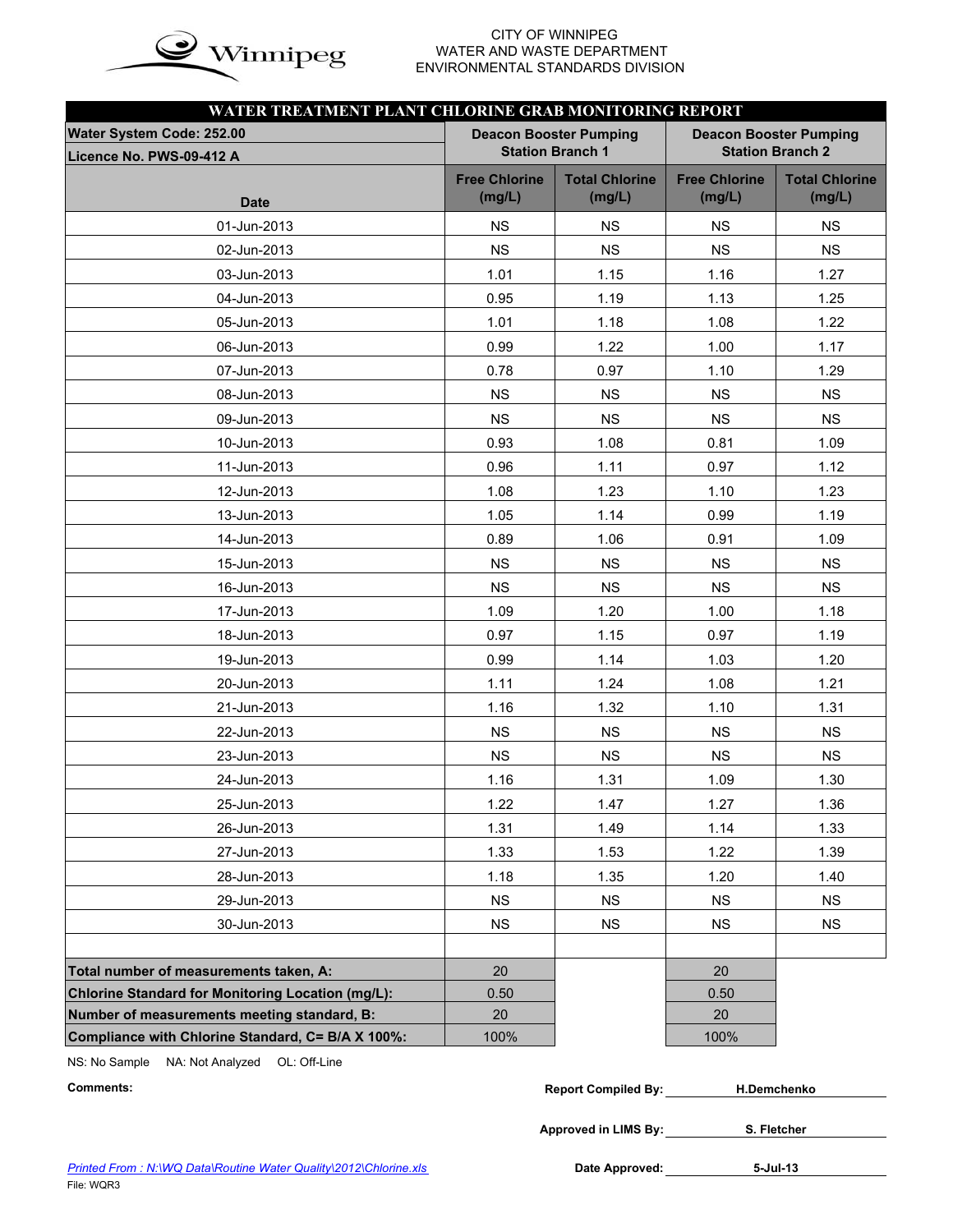CITY OF WINNIPEG
WATER AND WASTE DEPARTMENT
ENVIRONMENTAL STANDARDS DIVISION

## WATER TREATMENT PLANT CHLORINE GRAB MONITORING REPORT

| Water System Code: 252.00<br>Licence No. PWS-09-412 A | Deacon Booster Pumping Station Branch 1 | | Deacon Booster Pumping Station Branch 2 | |
|---|---|---|---|---|
| Date | Free Chlorine (mg/L) | Total Chlorine (mg/L) | Free Chlorine (mg/L) | Total Chlorine (mg/L) |
| 01-Jun-2013 | NS | NS | NS | NS |
| 02-Jun-2013 | NS | NS | NS | NS |
| 03-Jun-2013 | 1.01 | 1.15 | 1.16 | 1.27 |
| 04-Jun-2013 | 0.95 | 1.19 | 1.13 | 1.25 |
| 05-Jun-2013 | 1.01 | 1.18 | 1.08 | 1.22 |
| 06-Jun-2013 | 0.99 | 1.22 | 1.00 | 1.17 |
| 07-Jun-2013 | 0.78 | 0.97 | 1.10 | 1.29 |
| 08-Jun-2013 | NS | NS | NS | NS |
| 09-Jun-2013 | NS | NS | NS | NS |
| 10-Jun-2013 | 0.93 | 1.08 | 0.81 | 1.09 |
| 11-Jun-2013 | 0.96 | 1.11 | 0.97 | 1.12 |
| 12-Jun-2013 | 1.08 | 1.23 | 1.10 | 1.23 |
| 13-Jun-2013 | 1.05 | 1.14 | 0.99 | 1.19 |
| 14-Jun-2013 | 0.89 | 1.06 | 0.91 | 1.09 |
| 15-Jun-2013 | NS | NS | NS | NS |
| 16-Jun-2013 | NS | NS | NS | NS |
| 17-Jun-2013 | 1.09 | 1.20 | 1.00 | 1.18 |
| 18-Jun-2013 | 0.97 | 1.15 | 0.97 | 1.19 |
| 19-Jun-2013 | 0.99 | 1.14 | 1.03 | 1.20 |
| 20-Jun-2013 | 1.11 | 1.24 | 1.08 | 1.21 |
| 21-Jun-2013 | 1.16 | 1.32 | 1.10 | 1.31 |
| 22-Jun-2013 | NS | NS | NS | NS |
| 23-Jun-2013 | NS | NS | NS | NS |
| 24-Jun-2013 | 1.16 | 1.31 | 1.09 | 1.30 |
| 25-Jun-2013 | 1.22 | 1.47 | 1.27 | 1.36 |
| 26-Jun-2013 | 1.31 | 1.49 | 1.14 | 1.33 |
| 27-Jun-2013 | 1.33 | 1.53 | 1.22 | 1.39 |
| 28-Jun-2013 | 1.18 | 1.35 | 1.20 | 1.40 |
| 29-Jun-2013 | NS | NS | NS | NS |
| 30-Jun-2013 | NS | NS | NS | NS |
| | | | | |
| Total number of measurements taken, A: | 20 | | 20 | |
| Chlorine Standard for Monitoring Location (mg/L): | 0.50 | | 0.50 | |
| Number of measurements meeting standard, B: | 20 | | 20 | |
| Compliance with Chlorine Standard, C= B/A X 100%: | 100% | | 100% | |

NS: No Sample    NA: Not Analyzed    OL: Off-Line

**Comments:**

**Report Compiled By:** H.Demchenko

**Approved in LIMS By:** S. Fletcher

**Date Approved:** 5-Jul-13

*Printed From : N:\WQ Data\Routine Water Quality\2012\Chlorine.xls*

File: WQR3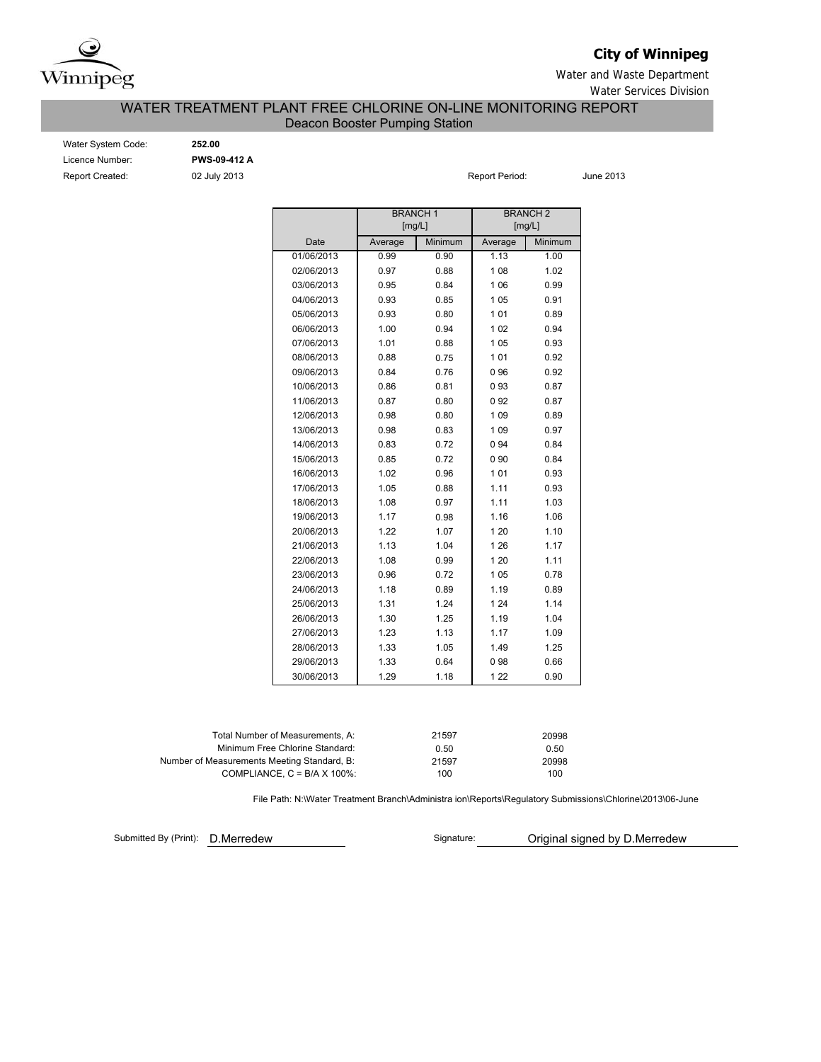**City of Winnipeg**

Water and Waste Department

Water Services Division

# WATER TREATMENT PLANT FREE CHLORINE ON-LINE MONITORING REPORT

## Deacon Booster Pumping Station

Water System Code: **252.00**

Licence Number: **PWS-09-412 A**

Report Created: 02 July 2013

Report Period: June 2013

| | BRANCH 1 [mg/L] | | BRANCH 2 [mg/L] | |
|---|---|---|---|---|
| Date | Average | Minimum | Average | Minimum |
| 01/06/2013 | 0.99 | 0.90 | 1.13 | 1.00 |
| 02/06/2013 | 0.97 | 0.88 | 1 08 | 1.02 |
| 03/06/2013 | 0.95 | 0.84 | 1 06 | 0.99 |
| 04/06/2013 | 0.93 | 0.85 | 1 05 | 0.91 |
| 05/06/2013 | 0.93 | 0.80 | 1 01 | 0.89 |
| 06/06/2013 | 1.00 | 0.94 | 1 02 | 0.94 |
| 07/06/2013 | 1.01 | 0.88 | 1 05 | 0.93 |
| 08/06/2013 | 0.88 | 0.75 | 1 01 | 0.92 |
| 09/06/2013 | 0.84 | 0.76 | 0 96 | 0.92 |
| 10/06/2013 | 0.86 | 0.81 | 0 93 | 0.87 |
| 11/06/2013 | 0.87 | 0.80 | 0 92 | 0.87 |
| 12/06/2013 | 0.98 | 0.80 | 1 09 | 0.89 |
| 13/06/2013 | 0.98 | 0.83 | 1 09 | 0.97 |
| 14/06/2013 | 0.83 | 0.72 | 0 94 | 0.84 |
| 15/06/2013 | 0.85 | 0.72 | 0 90 | 0.84 |
| 16/06/2013 | 1.02 | 0.96 | 1 01 | 0.93 |
| 17/06/2013 | 1.05 | 0.88 | 1.11 | 0.93 |
| 18/06/2013 | 1.08 | 0.97 | 1.11 | 1.03 |
| 19/06/2013 | 1.17 | 0.98 | 1.16 | 1.06 |
| 20/06/2013 | 1.22 | 1.07 | 1 20 | 1.10 |
| 21/06/2013 | 1.13 | 1.04 | 1 26 | 1.17 |
| 22/06/2013 | 1.08 | 0.99 | 1 20 | 1.11 |
| 23/06/2013 | 0.96 | 0.72 | 1 05 | 0.78 |
| 24/06/2013 | 1.18 | 0.89 | 1.19 | 0.89 |
| 25/06/2013 | 1.31 | 1.24 | 1 24 | 1.14 |
| 26/06/2013 | 1.30 | 1.25 | 1.19 | 1.04 |
| 27/06/2013 | 1.23 | 1.13 | 1.17 | 1.09 |
| 28/06/2013 | 1.33 | 1.05 | 1.49 | 1.25 |
| 29/06/2013 | 1.33 | 0.64 | 0 98 | 0.66 |
| 30/06/2013 | 1.29 | 1.18 | 1 22 | 0.90 |

| | Branch 1 | Branch 2 |
|---|---|---|
| Total Number of Measurements, A: | 21597 | 20998 |
| Minimum Free Chlorine Standard: | 0.50 | 0.50 |
| Number of Measurements Meeting Standard, B: | 21597 | 20998 |
| COMPLIANCE, C = B/A X 100%: | 100 | 100 |

File Path: N:\Water Treatment Branch\Administra ion\Reports\Regulatory Submissions\Chlorine\2013\06-June

Submitted By (Print): D.Merredew

Signature: Original signed by D.Merredew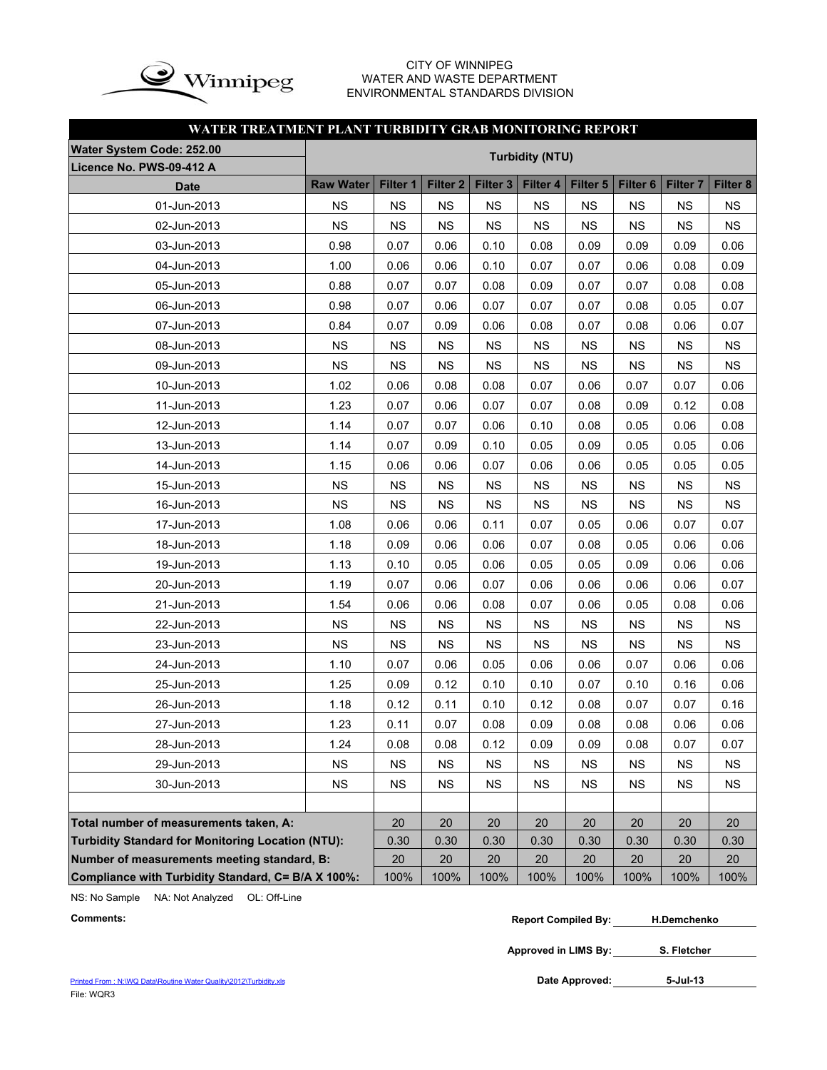CITY OF WINNIPEG
WATER AND WASTE DEPARTMENT
ENVIRONMENTAL STANDARDS DIVISION

## WATER TREATMENT PLANT TURBIDITY GRAB MONITORING REPORT

| Water System Code: 252.00<br>Licence No. PWS-09-412 A | Turbidity (NTU) | | | | | | | | |
|---|---|---|---|---|---|---|---|---|---|
| Date | Raw Water | Filter 1 | Filter 2 | Filter 3 | Filter 4 | Filter 5 | Filter 6 | Filter 7 | Filter 8 |
| 01-Jun-2013 | NS | NS | NS | NS | NS | NS | NS | NS | NS |
| 02-Jun-2013 | NS | NS | NS | NS | NS | NS | NS | NS | NS |
| 03-Jun-2013 | 0.98 | 0.07 | 0.06 | 0.10 | 0.08 | 0.09 | 0.09 | 0.09 | 0.06 |
| 04-Jun-2013 | 1.00 | 0.06 | 0.06 | 0.10 | 0.07 | 0.07 | 0.06 | 0.08 | 0.09 |
| 05-Jun-2013 | 0.88 | 0.07 | 0.07 | 0.08 | 0.09 | 0.07 | 0.07 | 0.08 | 0.08 |
| 06-Jun-2013 | 0.98 | 0.07 | 0.06 | 0.07 | 0.07 | 0.07 | 0.08 | 0.05 | 0.07 |
| 07-Jun-2013 | 0.84 | 0.07 | 0.09 | 0.06 | 0.08 | 0.07 | 0.08 | 0.06 | 0.07 |
| 08-Jun-2013 | NS | NS | NS | NS | NS | NS | NS | NS | NS |
| 09-Jun-2013 | NS | NS | NS | NS | NS | NS | NS | NS | NS |
| 10-Jun-2013 | 1.02 | 0.06 | 0.08 | 0.08 | 0.07 | 0.06 | 0.07 | 0.07 | 0.06 |
| 11-Jun-2013 | 1.23 | 0.07 | 0.06 | 0.07 | 0.07 | 0.08 | 0.09 | 0.12 | 0.08 |
| 12-Jun-2013 | 1.14 | 0.07 | 0.07 | 0.06 | 0.10 | 0.08 | 0.05 | 0.06 | 0.08 |
| 13-Jun-2013 | 1.14 | 0.07 | 0.09 | 0.10 | 0.05 | 0.09 | 0.05 | 0.05 | 0.06 |
| 14-Jun-2013 | 1.15 | 0.06 | 0.06 | 0.07 | 0.06 | 0.06 | 0.05 | 0.05 | 0.05 |
| 15-Jun-2013 | NS | NS | NS | NS | NS | NS | NS | NS | NS |
| 16-Jun-2013 | NS | NS | NS | NS | NS | NS | NS | NS | NS |
| 17-Jun-2013 | 1.08 | 0.06 | 0.06 | 0.11 | 0.07 | 0.05 | 0.06 | 0.07 | 0.07 |
| 18-Jun-2013 | 1.18 | 0.09 | 0.06 | 0.06 | 0.07 | 0.08 | 0.05 | 0.06 | 0.06 |
| 19-Jun-2013 | 1.13 | 0.10 | 0.05 | 0.06 | 0.05 | 0.05 | 0.09 | 0.06 | 0.06 |
| 20-Jun-2013 | 1.19 | 0.07 | 0.06 | 0.07 | 0.06 | 0.06 | 0.06 | 0.06 | 0.07 |
| 21-Jun-2013 | 1.54 | 0.06 | 0.06 | 0.08 | 0.07 | 0.06 | 0.05 | 0.08 | 0.06 |
| 22-Jun-2013 | NS | NS | NS | NS | NS | NS | NS | NS | NS |
| 23-Jun-2013 | NS | NS | NS | NS | NS | NS | NS | NS | NS |
| 24-Jun-2013 | 1.10 | 0.07 | 0.06 | 0.05 | 0.06 | 0.06 | 0.07 | 0.06 | 0.06 |
| 25-Jun-2013 | 1.25 | 0.09 | 0.12 | 0.10 | 0.10 | 0.07 | 0.10 | 0.16 | 0.06 |
| 26-Jun-2013 | 1.18 | 0.12 | 0.11 | 0.10 | 0.12 | 0.08 | 0.07 | 0.07 | 0.16 |
| 27-Jun-2013 | 1.23 | 0.11 | 0.07 | 0.08 | 0.09 | 0.08 | 0.08 | 0.06 | 0.06 |
| 28-Jun-2013 | 1.24 | 0.08 | 0.08 | 0.12 | 0.09 | 0.09 | 0.08 | 0.07 | 0.07 |
| 29-Jun-2013 | NS | NS | NS | NS | NS | NS | NS | NS | NS |
| 30-Jun-2013 | NS | NS | NS | NS | NS | NS | NS | NS | NS |
| | | | | | | | | | |
| **Total number of measurements taken, A:** | | 20 | 20 | 20 | 20 | 20 | 20 | 20 | 20 |
| **Turbidity Standard for Monitoring Location (NTU):** | | 0.30 | 0.30 | 0.30 | 0.30 | 0.30 | 0.30 | 0.30 | 0.30 |
| **Number of measurements meeting standard, B:** | | 20 | 20 | 20 | 20 | 20 | 20 | 20 | 20 |
| **Compliance with Turbidity Standard, C= B/A X 100%:** | | 100% | 100% | 100% | 100% | 100% | 100% | 100% | 100% |

NS: No Sample NA: Not Analyzed OL: Off-Line

**Comments:**

**Report Compiled By:** H.Demchenko

**Approved in LIMS By:** S. Fletcher

**Date Approved:** 5-Jul-13

Printed From : N:\WQ Data\Routine Water Quality\2012\Turbidity.xls
File: WQR3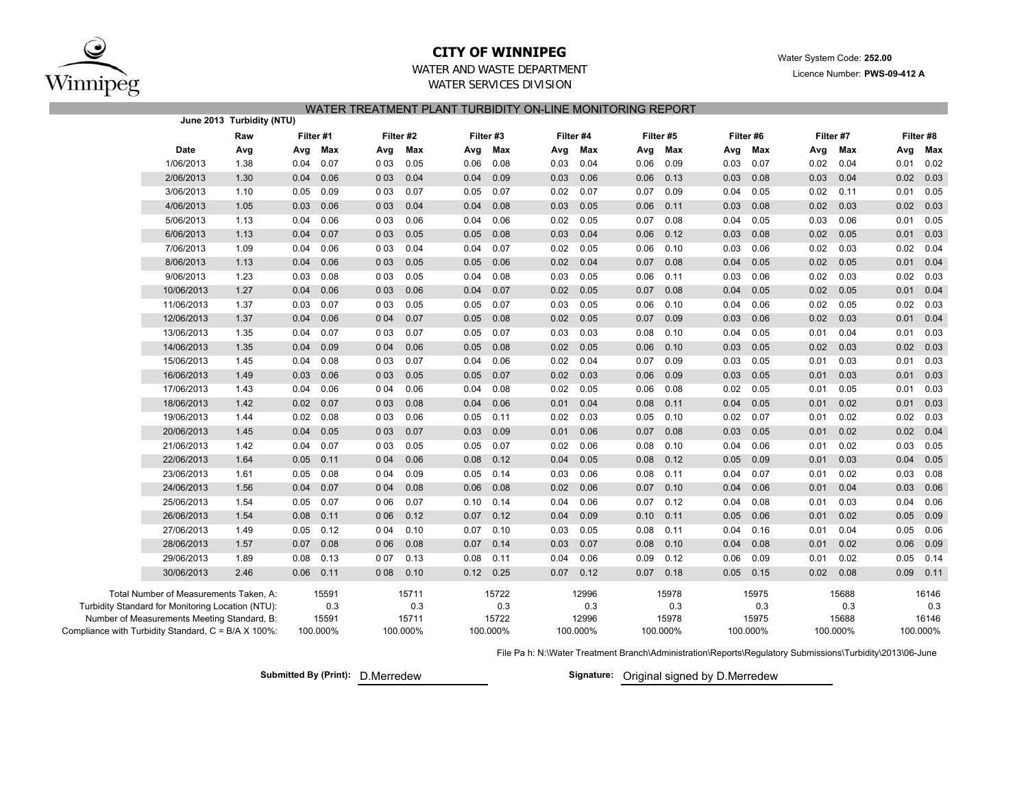# CITY OF WINNIPEG

WATER AND WASTE DEPARTMENT

WATER SERVICES DIVISION

Water System Code: **252.00**

Licence Number: **PWS-09-412 A**

## WATER TREATMENT PLANT TURBIDITY ON-LINE MONITORING REPORT

**June 2013 Turbidity (NTU)**

| Date | Raw | Filter #1 | | Filter #2 | | Filter #3 | | Filter #4 | | Filter #5 | | Filter #6 | | Filter #7 | | Filter #8 | |
|---|---|---|---|---|---|---|---|---|---|---|---|---|---|---|---|---|---|
| | Avg | Avg | Max | Avg | Max | Avg | Max | Avg | Max | Avg | Max | Avg | Max | Avg | Max | Avg | Max |
| 1/06/2013 | 1.38 | 0.04 | 0.07 | 0 03 | 0.05 | 0.06 | 0.08 | 0.03 | 0.04 | 0.06 | 0.09 | 0.03 | 0.07 | 0.02 | 0.04 | 0.01 | 0.02 |
| 2/06/2013 | 1.30 | 0.04 | 0.06 | 0 03 | 0.04 | 0.04 | 0.09 | 0.03 | 0.06 | 0.06 | 0.13 | 0.03 | 0.08 | 0.03 | 0.04 | 0.02 | 0.03 |
| 3/06/2013 | 1.10 | 0.05 | 0.09 | 0 03 | 0.07 | 0.05 | 0.07 | 0.02 | 0.07 | 0.07 | 0.09 | 0.04 | 0.05 | 0.02 | 0.11 | 0.01 | 0.05 |
| 4/06/2013 | 1.05 | 0.03 | 0.06 | 0 03 | 0.04 | 0.04 | 0.08 | 0.03 | 0.05 | 0.06 | 0.11 | 0.03 | 0.08 | 0.02 | 0.03 | 0.02 | 0.03 |
| 5/06/2013 | 1.13 | 0.04 | 0.06 | 0 03 | 0.06 | 0.04 | 0.06 | 0.02 | 0.05 | 0.07 | 0.08 | 0.04 | 0.05 | 0.03 | 0.06 | 0.01 | 0.05 |
| 6/06/2013 | 1.13 | 0.04 | 0.07 | 0 03 | 0.05 | 0.05 | 0.08 | 0.03 | 0.04 | 0.06 | 0.12 | 0.03 | 0.08 | 0.02 | 0.05 | 0.01 | 0.03 |
| 7/06/2013 | 1.09 | 0.04 | 0.06 | 0 03 | 0.04 | 0.04 | 0.07 | 0.02 | 0.05 | 0.06 | 0.10 | 0.03 | 0.06 | 0.02 | 0.03 | 0.02 | 0.04 |
| 8/06/2013 | 1.13 | 0.04 | 0.06 | 0 03 | 0.05 | 0.05 | 0.06 | 0.02 | 0.04 | 0.07 | 0.08 | 0.04 | 0.05 | 0.02 | 0.05 | 0.01 | 0.04 |
| 9/06/2013 | 1.23 | 0.03 | 0.08 | 0 03 | 0.05 | 0.04 | 0.08 | 0.03 | 0.05 | 0.06 | 0.11 | 0.03 | 0.06 | 0.02 | 0.03 | 0.02 | 0.03 |
| 10/06/2013 | 1.27 | 0.04 | 0.06 | 0 03 | 0.06 | 0.04 | 0.07 | 0.02 | 0.05 | 0.07 | 0.08 | 0.04 | 0.05 | 0.02 | 0.05 | 0.01 | 0.04 |
| 11/06/2013 | 1.37 | 0.03 | 0.07 | 0 03 | 0.05 | 0.05 | 0.07 | 0.03 | 0.05 | 0.06 | 0.10 | 0.04 | 0.06 | 0.02 | 0.05 | 0.02 | 0.03 |
| 12/06/2013 | 1.37 | 0.04 | 0.06 | 0 04 | 0.07 | 0.05 | 0.08 | 0.02 | 0.05 | 0.07 | 0.09 | 0.03 | 0.06 | 0.02 | 0.03 | 0.01 | 0.04 |
| 13/06/2013 | 1.35 | 0.04 | 0.07 | 0 03 | 0.07 | 0.05 | 0.07 | 0.03 | 0.03 | 0.08 | 0.10 | 0.04 | 0.05 | 0.01 | 0.04 | 0.01 | 0.03 |
| 14/06/2013 | 1.35 | 0.04 | 0.09 | 0 04 | 0.06 | 0.05 | 0.08 | 0.02 | 0.05 | 0.06 | 0.10 | 0.03 | 0.05 | 0.02 | 0.03 | 0.02 | 0.03 |
| 15/06/2013 | 1.45 | 0.04 | 0.08 | 0 03 | 0.07 | 0.04 | 0.06 | 0.02 | 0.04 | 0.07 | 0.09 | 0.03 | 0.05 | 0.01 | 0.03 | 0.01 | 0.03 |
| 16/06/2013 | 1.49 | 0.03 | 0.06 | 0 03 | 0.05 | 0.05 | 0.07 | 0.02 | 0.03 | 0.06 | 0.09 | 0.03 | 0.05 | 0.01 | 0.03 | 0.01 | 0.03 |
| 17/06/2013 | 1.43 | 0.04 | 0.06 | 0 04 | 0.06 | 0.04 | 0.08 | 0.02 | 0.05 | 0.06 | 0.08 | 0.02 | 0.05 | 0.01 | 0.05 | 0.01 | 0.03 |
| 18/06/2013 | 1.42 | 0.02 | 0.07 | 0 03 | 0.08 | 0.04 | 0.06 | 0.01 | 0.04 | 0.08 | 0.11 | 0.04 | 0.05 | 0.01 | 0.02 | 0.01 | 0.03 |
| 19/06/2013 | 1.44 | 0.02 | 0.08 | 0 03 | 0.06 | 0.05 | 0.11 | 0.02 | 0.03 | 0.05 | 0.10 | 0.02 | 0.07 | 0.01 | 0.02 | 0.02 | 0.03 |
| 20/06/2013 | 1.45 | 0.04 | 0.05 | 0 03 | 0.07 | 0.03 | 0.09 | 0.01 | 0.06 | 0.07 | 0.08 | 0.03 | 0.05 | 0.01 | 0.02 | 0.02 | 0.04 |
| 21/06/2013 | 1.42 | 0.04 | 0.07 | 0 03 | 0.05 | 0.05 | 0.07 | 0.02 | 0.06 | 0.08 | 0.10 | 0.04 | 0.06 | 0.01 | 0.02 | 0.03 | 0.05 |
| 22/06/2013 | 1.64 | 0.05 | 0.11 | 0 04 | 0.06 | 0.08 | 0.12 | 0.04 | 0.05 | 0.08 | 0.12 | 0.05 | 0.09 | 0.01 | 0.03 | 0.04 | 0.05 |
| 23/06/2013 | 1.61 | 0.05 | 0.08 | 0 04 | 0.09 | 0.05 | 0.14 | 0.03 | 0.06 | 0.08 | 0.11 | 0.04 | 0.07 | 0.01 | 0.02 | 0.03 | 0.08 |
| 24/06/2013 | 1.56 | 0.04 | 0.07 | 0 04 | 0.08 | 0.06 | 0.08 | 0.02 | 0.06 | 0.07 | 0.10 | 0.04 | 0.06 | 0.01 | 0.04 | 0.03 | 0.06 |
| 25/06/2013 | 1.54 | 0.05 | 0.07 | 0 06 | 0.07 | 0.10 | 0.14 | 0.04 | 0.06 | 0.07 | 0.12 | 0.04 | 0.08 | 0.01 | 0.03 | 0.04 | 0.06 |
| 26/06/2013 | 1.54 | 0.08 | 0.11 | 0 06 | 0.12 | 0.07 | 0.12 | 0.04 | 0.09 | 0.10 | 0.11 | 0.05 | 0.06 | 0.01 | 0.02 | 0.05 | 0.09 |
| 27/06/2013 | 1.49 | 0.05 | 0.12 | 0 04 | 0.10 | 0.07 | 0.10 | 0.03 | 0.05 | 0.08 | 0.11 | 0.04 | 0.16 | 0.01 | 0.04 | 0.05 | 0.06 |
| 28/06/2013 | 1.57 | 0.07 | 0.08 | 0 06 | 0.08 | 0.07 | 0.14 | 0.03 | 0.07 | 0.08 | 0.10 | 0.04 | 0.08 | 0.01 | 0.02 | 0.06 | 0.09 |
| 29/06/2013 | 1.89 | 0.08 | 0.13 | 0 07 | 0.13 | 0.08 | 0.11 | 0.04 | 0.06 | 0.09 | 0.12 | 0.06 | 0.09 | 0.01 | 0.02 | 0.05 | 0.14 |
| 30/06/2013 | 2.46 | 0.06 | 0.11 | 0 08 | 0.10 | 0.12 | 0.25 | 0.07 | 0.12 | 0.07 | 0.18 | 0.05 | 0.15 | 0.02 | 0.08 | 0.09 | 0.11 |

| | Filter #1 | Filter #2 | Filter #3 | Filter #4 | Filter #5 | Filter #6 | Filter #7 | Filter #8 |
|---|---|---|---|---|---|---|---|---|
| Total Number of Measurements Taken, A: | 15591 | 15711 | 15722 | 12996 | 15978 | 15975 | 15688 | 16146 |
| Turbidity Standard for Monitoring Location (NTU): | 0.3 | 0.3 | 0.3 | 0.3 | 0.3 | 0.3 | 0.3 | 0.3 |
| Number of Measurements Meeting Standard, B: | 15591 | 15711 | 15722 | 12996 | 15978 | 15975 | 15688 | 16146 |
| Compliance with Turbidity Standard, C = B/A X 100%: | 100.000% | 100.000% | 100.000% | 100.000% | 100.000% | 100.000% | 100.000% | 100.000% |

File Pa h: N:\Water Treatment Branch\Administration\Reports\Regulatory Submissions\Turbidity\2013\06-June

**Submitted By (Print):** D.Merredew

**Signature:** Original signed by D.Merredew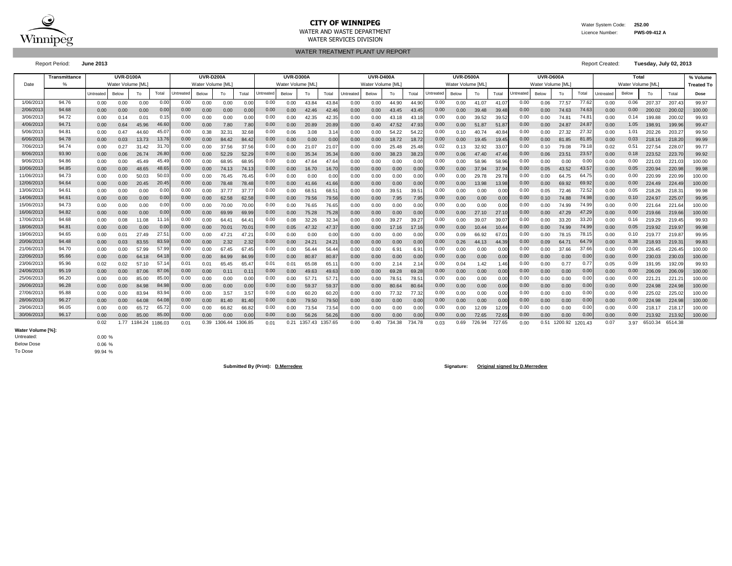**CITY OF WINNIPEG**
WATER AND WASTE DEPARTMENT
WATER SERVICES DIVISION

Water System Code: **252.00**
Licence Number: **PWS-09-412 A**

WATER TREATMENT PLANT UV REPORT

Report Period: **June 2013**

Report Created: **Tuesday, July 02, 2013**

| Date | Transmittance | UVR-D100A | | | | UVR-D200A | | | | UVR-D300A | | | | UVR-D400A | | | | UVR-D500A | | | | UVR-D600A | | | | Total | | | | % Volume |
|---|---|---|---|---|---|---|---|---|---|---|---|---|---|---|---|---|---|---|---|---|---|---|---|---|---|---|---|---|---|---|
| | % | Water Volume [ML] | | | | Water Volume [ML] | | | | Water Volume [ML] | | | | Water Volume [ML] | | | | Water Volume [ML] | | | | Water Volume [ML] | | | | Water Volume [ML] | | | | Treated To |
| | | Untreated | Below | To | Total | Untreated | Below | To | Total | Untreated | Below | To | Total | Untreated | Below | To | Total | Untreated | Below | To | Total | Untreated | Below | To | Total | Untreated | Below | To | Total | Dose |
| 1/06/2013 | 94.76 | 0.00 | 0.00 | 0.00 | 0.00 | 0.00 | 0.00 | 0.00 | 0.00 | 0.00 | 0.00 | 43.84 | 43.84 | 0.00 | 0.00 | 44.90 | 44.90 | 0.00 | 0.00 | 41.07 | 41.07 | 0.00 | 0.06 | 77.57 | 77.62 | 0.00 | 0.06 | 207.37 | 207.43 | 99.97 |
| 2/06/2013 | 94.68 | 0.00 | 0.00 | 0.00 | 0.00 | 0.00 | 0.00 | 0.00 | 0.00 | 0.00 | 0.00 | 42.46 | 42.46 | 0.00 | 0.00 | 43.45 | 43.45 | 0.00 | 0.00 | 39.48 | 39.48 | 0.00 | 0.00 | 74.63 | 74.63 | 0.00 | 0.00 | 200.02 | 200.02 | 100.00 |
| 3/06/2013 | 94.72 | 0.00 | 0.14 | 0.01 | 0.15 | 0.00 | 0.00 | 0.00 | 0.00 | 0.00 | 0.00 | 42.35 | 42.35 | 0.00 | 0.00 | 43.18 | 43.18 | 0.00 | 0.00 | 39.52 | 39.52 | 0.00 | 0.00 | 74.81 | 74.81 | 0.00 | 0.14 | 199.88 | 200.02 | 99.93 |
| 4/06/2013 | 94.71 | 0.00 | 0.64 | 45.96 | 46.60 | 0.00 | 0.00 | 7.80 | 7.80 | 0.00 | 0.00 | 20.89 | 20.89 | 0.00 | 0.40 | 47.52 | 47.93 | 0.00 | 0.00 | 51.87 | 51.87 | 0.00 | 0.00 | 24.87 | 24.87 | 0.00 | 1.05 | 198.91 | 199.96 | 99.47 |
| 5/06/2013 | 94.81 | 0.00 | 0.47 | 44.60 | 45.07 | 0.00 | 0.38 | 32.31 | 32.68 | 0.00 | 0.06 | 3.08 | 3.14 | 0.00 | 0.00 | 54.22 | 54.22 | 0.00 | 0.10 | 40.74 | 40.84 | 0.00 | 0.00 | 27.32 | 27.32 | 0.00 | 1.01 | 202.26 | 203.27 | 99.50 |
| 6/06/2013 | 94.78 | 0.00 | 0.03 | 13.73 | 13.76 | 0.00 | 0.00 | 84.42 | 84.42 | 0.00 | 0.00 | 0.00 | 0.00 | 0.00 | 0.00 | 18.72 | 18.72 | 0.00 | 0.00 | 19.45 | 19.45 | 0.00 | 0.00 | 81.85 | 81.85 | 0.00 | 0.03 | 218.16 | 218.20 | 99.99 |
| 7/06/2013 | 94.74 | 0.00 | 0.27 | 31.42 | 31.70 | 0.00 | 0.00 | 37.56 | 37.56 | 0.00 | 0.00 | 21.07 | 21.07 | 0.00 | 0.00 | 25.48 | 25.48 | 0.02 | 0.13 | 32.92 | 33.07 | 0.00 | 0.10 | 79.08 | 79.18 | 0.02 | 0.51 | 227.54 | 228.07 | 99.77 |
| 8/06/2013 | 93.90 | 0.00 | 0.06 | 26.74 | 26.80 | 0.00 | 0.00 | 52.29 | 52.29 | 0.00 | 0.00 | 35.34 | 35.34 | 0.00 | 0.00 | 38.23 | 38.23 | 0.00 | 0.06 | 47.40 | 47.46 | 0.00 | 0.06 | 23.51 | 23.57 | 0.00 | 0.18 | 223.52 | 223.70 | 99.92 |
| 9/06/2013 | 94.86 | 0.00 | 0.00 | 45.49 | 45.49 | 0.00 | 0.00 | 68.95 | 68.95 | 0.00 | 0.00 | 47.64 | 47.64 | 0.00 | 0.00 | 0.00 | 0.00 | 0.00 | 0.00 | 58.96 | 58.96 | 0.00 | 0.00 | 0.00 | 0.00 | 0.00 | 0.00 | 221.03 | 221.03 | 100.00 |
| 10/06/2013 | 94.85 | 0.00 | 0.00 | 48.65 | 48.65 | 0.00 | 0.00 | 74.13 | 74.13 | 0.00 | 0.00 | 16.70 | 16.70 | 0.00 | 0.00 | 0.00 | 0.00 | 0.00 | 0.00 | 37.94 | 37.94 | 0.00 | 0.05 | 43.52 | 43.57 | 0.00 | 0.05 | 220.94 | 220.98 | 99.98 |
| 11/06/2013 | 94.73 | 0.00 | 0.00 | 50.03 | 50.03 | 0.00 | 0.00 | 76.45 | 76.45 | 0.00 | 0.00 | 0.00 | 0.00 | 0.00 | 0.00 | 0.00 | 0.00 | 0.00 | 0.00 | 29.78 | 29.78 | 0.00 | 0.00 | 64.75 | 64.75 | 0.00 | 0.00 | 220.99 | 220.99 | 100.00 |
| 12/06/2013 | 94.64 | 0.00 | 0.00 | 20.45 | 20.45 | 0.00 | 0.00 | 78.48 | 78.48 | 0.00 | 0.00 | 41.66 | 41.66 | 0.00 | 0.00 | 0.00 | 0.00 | 0.00 | 0.00 | 13.98 | 13.98 | 0.00 | 0.00 | 69.92 | 69.92 | 0.00 | 0.00 | 224.49 | 224.49 | 100.00 |
| 13/06/2013 | 94.61 | 0.00 | 0.00 | 0.00 | 0.00 | 0.00 | 0.00 | 37.77 | 37.77 | 0.00 | 0.00 | 68.51 | 68.51 | 0.00 | 0.00 | 39.51 | 39.51 | 0.00 | 0.00 | 0.00 | 0.00 | 0.00 | 0.05 | 72.46 | 72.52 | 0.00 | 0.05 | 218.26 | 218.31 | 99.98 |
| 14/06/2013 | 94.61 | 0.00 | 0.00 | 0.00 | 0.00 | 0.00 | 0.00 | 62.58 | 62.58 | 0.00 | 0.00 | 79.56 | 79.56 | 0.00 | 0.00 | 7.95 | 7.95 | 0.00 | 0.00 | 0.00 | 0.00 | 0.00 | 0.10 | 74.88 | 74.98 | 0.00 | 0.10 | 224.97 | 225.07 | 99.95 |
| 15/06/2013 | 94.73 | 0.00 | 0.00 | 0.00 | 0.00 | 0.00 | 0.00 | 70.00 | 70.00 | 0.00 | 0.00 | 76.65 | 76.65 | 0.00 | 0.00 | 0.00 | 0.00 | 0.00 | 0.00 | 0.00 | 0.00 | 0.00 | 0.00 | 74.99 | 74.99 | 0.00 | 0.00 | 221.64 | 221.64 | 100.00 |
| 16/06/2013 | 94.82 | 0.00 | 0.00 | 0.00 | 0.00 | 0.00 | 0.00 | 69.99 | 69.99 | 0.00 | 0.00 | 75.28 | 75.28 | 0.00 | 0.00 | 0.00 | 0.00 | 0.00 | 0.00 | 27.10 | 27.10 | 0.00 | 0.00 | 47.29 | 47.29 | 0.00 | 0.00 | 219.66 | 219.66 | 100.00 |
| 17/06/2013 | 94.68 | 0.00 | 0.08 | 11.08 | 11.16 | 0.00 | 0.00 | 64.41 | 64.41 | 0.00 | 0.08 | 32.26 | 32.34 | 0.00 | 0.00 | 39.27 | 39.27 | 0.00 | 0.00 | 39.07 | 39.07 | 0.00 | 0.00 | 33.20 | 33.20 | 0.00 | 0.16 | 219.29 | 219.45 | 99.93 |
| 18/06/2013 | 94.81 | 0.00 | 0.00 | 0.00 | 0.00 | 0.00 | 0.00 | 70.01 | 70.01 | 0.00 | 0.05 | 47.32 | 47.37 | 0.00 | 0.00 | 17.16 | 17.16 | 0.00 | 0.00 | 10.44 | 10.44 | 0.00 | 0.00 | 74.99 | 74.99 | 0.00 | 0.05 | 219.92 | 219.97 | 99.98 |
| 19/06/2013 | 94.65 | 0.00 | 0.01 | 27.49 | 27.51 | 0.00 | 0.00 | 47.21 | 47.21 | 0.00 | 0.00 | 0.00 | 0.00 | 0.00 | 0.00 | 0.00 | 0.00 | 0.00 | 0.09 | 66.92 | 67.01 | 0.00 | 0.00 | 78.15 | 78.15 | 0.00 | 0.10 | 219.77 | 219.87 | 99.95 |
| 20/06/2013 | 94.48 | 0.00 | 0.03 | 83.55 | 83.59 | 0.00 | 0.00 | 2.32 | 2.32 | 0.00 | 0.00 | 24.21 | 24.21 | 0.00 | 0.00 | 0.00 | 0.00 | 0.00 | 0.26 | 44.13 | 44.39 | 0.00 | 0.09 | 64.71 | 64.79 | 0.00 | 0.38 | 218.93 | 219.31 | 99.83 |
| 21/06/2013 | 94.70 | 0.00 | 0.00 | 57.99 | 57.99 | 0.00 | 0.00 | 67.45 | 67.45 | 0.00 | 0.00 | 56.44 | 56.44 | 0.00 | 0.00 | 6.91 | 6.91 | 0.00 | 0.00 | 0.00 | 0.00 | 0.00 | 0.00 | 37.66 | 37.66 | 0.00 | 0.00 | 226.45 | 226.45 | 100.00 |
| 22/06/2013 | 95.66 | 0.00 | 0.00 | 64.18 | 64.18 | 0.00 | 0.00 | 84.99 | 84.99 | 0.00 | 0.00 | 80.87 | 80.87 | 0.00 | 0.00 | 0.00 | 0.00 | 0.00 | 0.00 | 0.00 | 0.00 | 0.00 | 0.00 | 0.00 | 0.00 | 0.00 | 0.00 | 230.03 | 230.03 | 100.00 |
| 23/06/2013 | 95.96 | 0.02 | 0.02 | 57.10 | 57.14 | 0.01 | 0.01 | 65.45 | 65.47 | 0.01 | 0.01 | 65.08 | 65.11 | 0.00 | 0.00 | 2.14 | 2.14 | 0.00 | 0.04 | 1.42 | 1.46 | 0.00 | 0.00 | 0.77 | 0.77 | 0.05 | 0.09 | 191.95 | 192.09 | 99.93 |
| 24/06/2013 | 95.19 | 0.00 | 0.00 | 87.06 | 87.06 | 0.00 | 0.00 | 0.11 | 0.11 | 0.00 | 0.00 | 49.63 | 49.63 | 0.00 | 0.00 | 69.28 | 69.28 | 0.00 | 0.00 | 0.00 | 0.00 | 0.00 | 0.00 | 0.00 | 0.00 | 0.00 | 0.00 | 206.09 | 206.09 | 100.00 |
| 25/06/2013 | 96.20 | 0.00 | 0.00 | 85.00 | 85.00 | 0.00 | 0.00 | 0.00 | 0.00 | 0.00 | 0.00 | 57.71 | 57.71 | 0.00 | 0.00 | 78.51 | 78.51 | 0.00 | 0.00 | 0.00 | 0.00 | 0.00 | 0.00 | 0.00 | 0.00 | 0.00 | 0.00 | 221.21 | 221.21 | 100.00 |
| 26/06/2013 | 96.28 | 0.00 | 0.00 | 84.98 | 84.98 | 0.00 | 0.00 | 0.00 | 0.00 | 0.00 | 0.00 | 59.37 | 59.37 | 0.00 | 0.00 | 80.64 | 80.64 | 0.00 | 0.00 | 0.00 | 0.00 | 0.00 | 0.00 | 0.00 | 0.00 | 0.00 | 0.00 | 224.98 | 224.98 | 100.00 |
| 27/06/2013 | 95.88 | 0.00 | 0.00 | 83.94 | 83.94 | 0.00 | 0.00 | 3.57 | 3.57 | 0.00 | 0.00 | 60.20 | 60.20 | 0.00 | 0.00 | 77.32 | 77.32 | 0.00 | 0.00 | 0.00 | 0.00 | 0.00 | 0.00 | 0.00 | 0.00 | 0.00 | 0.00 | 225.02 | 225.02 | 100.00 |
| 28/06/2013 | 96.27 | 0.00 | 0.00 | 64.08 | 64.08 | 0.00 | 0.00 | 81.40 | 81.40 | 0.00 | 0.00 | 79.50 | 79.50 | 0.00 | 0.00 | 0.00 | 0.00 | 0.00 | 0.00 | 0.00 | 0.00 | 0.00 | 0.00 | 0.00 | 0.00 | 0.00 | 0.00 | 224.98 | 224.98 | 100.00 |
| 29/06/2013 | 96.05 | 0.00 | 0.00 | 65.72 | 65.72 | 0.00 | 0.00 | 66.82 | 66.82 | 0.00 | 0.00 | 73.54 | 73.54 | 0.00 | 0.00 | 0.00 | 0.00 | 0.00 | 0.00 | 12.09 | 12.09 | 0.00 | 0.00 | 0.00 | 0.00 | 0.00 | 0.00 | 218.17 | 218.17 | 100.00 |
| 30/06/2013 | 96.17 | 0.00 | 0.00 | 85.00 | 85.00 | 0.00 | 0.00 | 0.00 | 0.00 | 0.00 | 0.00 | 56.26 | 56.26 | 0.00 | 0.00 | 0.00 | 0.00 | 0.00 | 0.00 | 72.65 | 72.65 | 0.00 | 0.00 | 0.00 | 0.00 | 0.00 | 0.00 | 213.92 | 213.92 | 100.00 |
| | | 0.02 | 1.77 | 1184.24 | 1186.03 | 0.01 | 0.39 | 1306.44 | 1306.85 | 0.01 | 0.21 | 1357.43 | 1357.65 | 0.00 | 0.40 | 734.38 | 734.78 | 0.03 | 0.69 | 726.94 | 727.65 | 0.00 | 0.51 | 1200.92 | 1201.43 | 0.07 | 3.97 | 6510.34 | 6514.38 | |

**Water Volume [%]:**

| | |
|---|---|
| Untreated: | 0.00 % |
| Below Dose | 0.06 % |
| To Dose | 99.94 % |

**Submitted By (Print): D.Merredew**

**Signature: Original signed by D.Merredew**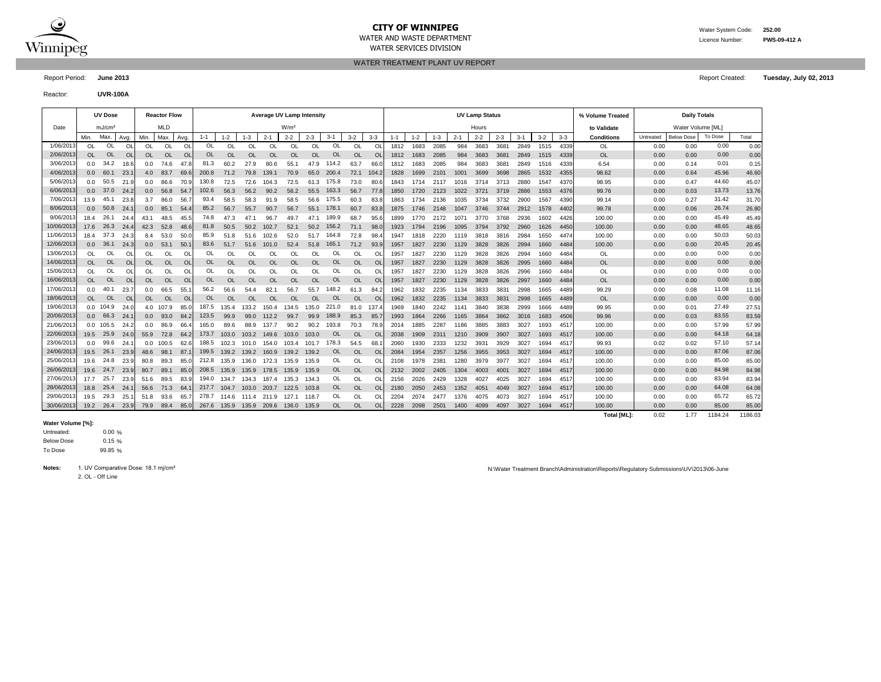**CITY OF WINNIPEG**
WATER AND WASTE DEPARTMENT
WATER SERVICES DIVISION

Water System Code: **252.00**
Licence Number: **PWS-09-412 A**

WATER TREATMENT PLANT UV REPORT

Report Period: **June 2013**

Report Created: **Tuesday, July 02, 2013**

Reactor: **UVR-100A**

| Date | UV Dose mJ/cm² | | | Reactor Flow MLD | | | Average UV Lamp Intensity W/m² | | | | | | | | | UV Lamp Status Hours | | | | | | | | | % Volume Treated to Validate Conditions | Daily Totals Water Volume [ML] | | | |
|---|---|---|---|---|---|---|---|---|---|---|---|---|---|---|---|---|---|---|---|---|---|---|---|---|---|---|---|---|---|
| | Min. | Max. | Avg. | Min. | Max. | Avg. | 1-1 | 1-2 | 1-3 | 2-1 | 2-2 | 2-3 | 3-1 | 3-2 | 3-3 | 1-1 | 1-2 | 1-3 | 2-1 | 2-2 | 2-3 | 3-1 | 3-2 | 3-3 | | Untreated | Below Dose | To Dose | Total |
| 1/06/2013 | OL | OL | OL | OL | OL | OL | OL | OL | OL | OL | OL | OL | OL | OL | OL | 1812 | 1683 | 2085 | 984 | 3683 | 3681 | 2849 | 1515 | 4339 | OL | 0.00 | 0.00 | 0.00 | 0.00 |
| 2/06/2013 | OL | OL | OL | OL | OL | OL | OL | OL | OL | OL | OL | OL | OL | OL | OL | 1812 | 1683 | 2085 | 984 | 3683 | 3681 | 2849 | 1515 | 4339 | OL | 0.00 | 0.00 | 0.00 | 0.00 |
| 3/06/2013 | 0.0 | 34.2 | 18.6 | 0.0 | 74.6 | 47.8 | 81.3 | 60.2 | 27.9 | 80.6 | 55.1 | 47.9 | 114.2 | 63.7 | 66.0 | 1812 | 1683 | 2085 | 984 | 3683 | 3681 | 2849 | 1516 | 4339 | 6.54 | 0.00 | 0.14 | 0.01 | 0.15 |
| 4/06/2013 | 0.0 | 60.1 | 23.1 | 4.0 | 83.7 | 69.6 | 200.8 | 71.2 | 79.8 | 139.1 | 70.9 | 65.0 | 200.4 | 72.1 | 104.2 | 1828 | 1699 | 2101 | 1001 | 3699 | 3698 | 2865 | 1532 | 4355 | 98.62 | 0.00 | 0.64 | 45.96 | 46.60 |
| 5/06/2013 | 0.0 | 50.5 | 21.9 | 0.0 | 86.6 | 70.9 | 130.8 | 72.5 | 72.6 | 104.3 | 72.5 | 61.3 | 175.8 | 73.0 | 80.6 | 1843 | 1714 | 2117 | 1016 | 3714 | 3713 | 2880 | 1547 | 4370 | 98.95 | 0.00 | 0.47 | 44.60 | 45.07 |
| 6/06/2013 | 0.0 | 37.0 | 24.2 | 0.0 | 56.8 | 54.7 | 102.6 | 56.3 | 56.2 | 90.2 | 56.2 | 55.5 | 163.3 | 56.7 | 77.8 | 1850 | 1720 | 2123 | 1022 | 3721 | 3719 | 2886 | 1553 | 4376 | 99.76 | 0.00 | 0.03 | 13.73 | 13.76 |
| 7/06/2013 | 13.9 | 45.1 | 23.8 | 3.7 | 86.0 | 56.7 | 93.4 | 58.5 | 58.3 | 91.9 | 58.5 | 56.6 | 175.5 | 60.3 | 83.8 | 1863 | 1734 | 2136 | 1035 | 3734 | 3732 | 2900 | 1567 | 4390 | 99.14 | 0.00 | 0.27 | 31.42 | 31.70 |
| 8/06/2013 | 0.0 | 50.8 | 24.1 | 0.0 | 85.1 | 54.4 | 85.2 | 56.7 | 55.7 | 90.7 | 56.7 | 55.1 | 178.1 | 60.7 | 83.8 | 1875 | 1746 | 2148 | 1047 | 3746 | 3744 | 2912 | 1578 | 4402 | 99.78 | 0.00 | 0.06 | 26.74 | 26.80 |
| 9/06/2013 | 18.4 | 26.1 | 24.4 | 43.1 | 48.5 | 45.5 | 74.8 | 47.3 | 47.1 | 96.7 | 49.7 | 47.1 | 189.9 | 68.7 | 95.6 | 1899 | 1770 | 2172 | 1071 | 3770 | 3768 | 2936 | 1602 | 4426 | 100.00 | 0.00 | 0.00 | 45.49 | 45.49 |
| 10/06/2013 | 17.6 | 26.3 | 24.4 | 42.3 | 52.8 | 48.6 | 81.8 | 50.5 | 50.2 | 102.7 | 52.1 | 50.2 | 156.2 | 71.1 | 98.0 | 1923 | 1794 | 2196 | 1095 | 3794 | 3792 | 2960 | 1626 | 4450 | 100.00 | 0.00 | 0.00 | 48.65 | 48.65 |
| 11/06/2013 | 18.4 | 37.3 | 24.3 | 8.4 | 53.0 | 50.0 | 85.9 | 51.8 | 51.6 | 102.6 | 52.0 | 51.7 | 164.8 | 72.8 | 98.4 | 1947 | 1818 | 2220 | 1119 | 3818 | 3816 | 2984 | 1650 | 4474 | 100.00 | 0.00 | 0.00 | 50.03 | 50.03 |
| 12/06/2013 | 0.0 | 36.1 | 24.3 | 0.0 | 53.1 | 50.1 | 83.6 | 51.7 | 51.6 | 101.0 | 52.4 | 51.8 | 165.1 | 71.2 | 93.9 | 1957 | 1827 | 2230 | 1129 | 3828 | 3826 | 2994 | 1660 | 4484 | 100.00 | 0.00 | 0.00 | 20.45 | 20.45 |
| 13/06/2013 | OL | OL | OL | OL | OL | OL | OL | OL | OL | OL | OL | OL | OL | OL | OL | 1957 | 1827 | 2230 | 1129 | 3828 | 3826 | 2994 | 1660 | 4484 | OL | 0.00 | 0.00 | 0.00 | 0.00 |
| 14/06/2013 | OL | OL | OL | OL | OL | OL | OL | OL | OL | OL | OL | OL | OL | OL | OL | 1957 | 1827 | 2230 | 1129 | 3828 | 3826 | 2995 | 1660 | 4484 | OL | 0.00 | 0.00 | 0.00 | 0.00 |
| 15/06/2013 | OL | OL | OL | OL | OL | OL | OL | OL | OL | OL | OL | OL | OL | OL | OL | 1957 | 1827 | 2230 | 1129 | 3828 | 3826 | 2996 | 1660 | 4484 | OL | 0.00 | 0.00 | 0.00 | 0.00 |
| 16/06/2013 | OL | OL | OL | OL | OL | OL | OL | OL | OL | OL | OL | OL | OL | OL | OL | 1957 | 1827 | 2230 | 1129 | 3828 | 3826 | 2997 | 1660 | 4484 | OL | 0.00 | 0.00 | 0.00 | 0.00 |
| 17/06/2013 | 0.0 | 40.1 | 23.7 | 0.0 | 66.5 | 55.1 | 56.2 | 56.6 | 54.4 | 82.1 | 56.7 | 55.7 | 148.2 | 61.3 | 84.2 | 1962 | 1832 | 2235 | 1134 | 3833 | 3831 | 2998 | 1665 | 4489 | 99.29 | 0.00 | 0.08 | 11.08 | 11.16 |
| 18/06/2013 | OL | OL | OL | OL | OL | OL | OL | OL | OL | OL | OL | OL | OL | OL | OL | 1962 | 1832 | 2235 | 1134 | 3833 | 3831 | 2998 | 1665 | 4489 | OL | 0.00 | 0.00 | 0.00 | 0.00 |
| 19/06/2013 | 0.0 | 104.9 | 24.0 | 4.0 | 107.9 | 85.0 | 187.5 | 135.4 | 133.2 | 150.4 | 134.5 | 135.0 | 221.0 | 81.0 | 137.4 | 1969 | 1840 | 2242 | 1141 | 3840 | 3838 | 2999 | 1666 | 4489 | 99.95 | 0.00 | 0.01 | 27.49 | 27.51 |
| 20/06/2013 | 0.0 | 66.3 | 24.1 | 0.0 | 93.0 | 84.2 | 123.5 | 99.9 | 99.0 | 112.2 | 99.7 | 99.9 | 188.9 | 85.3 | 85.7 | 1993 | 1864 | 2266 | 1165 | 3864 | 3862 | 3016 | 1683 | 4506 | 99.96 | 0.00 | 0.03 | 83.55 | 83.59 |
| 21/06/2013 | 0.0 | 105.5 | 24.2 | 0.0 | 86.9 | 66.4 | 165.0 | 89.6 | 88.9 | 137.7 | 90.2 | 90.2 | 193.8 | 70.3 | 78.9 | 2014 | 1885 | 2287 | 1186 | 3885 | 3883 | 3027 | 1693 | 4517 | 100.00 | 0.00 | 0.00 | 57.99 | 57.99 |
| 22/06/2013 | 19.5 | 25.9 | 24.0 | 55.9 | 72.8 | 64.2 | 173.7 | 103.0 | 103.2 | 149.6 | 103.0 | 103.0 | OL | OL | OL | 2038 | 1909 | 2311 | 1210 | 3909 | 3907 | 3027 | 1693 | 4517 | 100.00 | 0.00 | 0.00 | 64.18 | 64.18 |
| 23/06/2013 | 0.0 | 99.6 | 24.1 | 0.0 | 100.5 | 62.6 | 188.5 | 102.3 | 101.0 | 154.0 | 103.4 | 101.7 | 178.3 | 54.5 | 68.1 | 2060 | 1930 | 2333 | 1232 | 3931 | 3929 | 3027 | 1694 | 4517 | 99.93 | 0.02 | 0.02 | 57.10 | 57.14 |
| 24/06/2013 | 19.5 | 26.1 | 23.9 | 48.6 | 98.1 | 87.1 | 199.5 | 139.2 | 139.2 | 160.9 | 139.2 | 139.2 | OL | OL | OL | 2084 | 1954 | 2357 | 1256 | 3955 | 3953 | 3027 | 1694 | 4517 | 100.00 | 0.00 | 0.00 | 87.06 | 87.06 |
| 25/06/2013 | 19.6 | 24.8 | 23.9 | 80.8 | 89.3 | 85.0 | 212.8 | 135.9 | 136.0 | 172.3 | 135.9 | 135.9 | OL | OL | OL | 2108 | 1978 | 2381 | 1280 | 3979 | 3977 | 3027 | 1694 | 4517 | 100.00 | 0.00 | 0.00 | 85.00 | 85.00 |
| 26/06/2013 | 19.6 | 24.7 | 23.9 | 80.7 | 89.1 | 85.0 | 208.5 | 135.9 | 135.9 | 178.5 | 135.9 | 135.9 | OL | OL | OL | 2132 | 2002 | 2405 | 1304 | 4003 | 4001 | 3027 | 1694 | 4517 | 100.00 | 0.00 | 0.00 | 84.98 | 84.98 |
| 27/06/2013 | 17.7 | 25.7 | 23.9 | 51.6 | 89.5 | 83.9 | 194.0 | 134.7 | 134.3 | 187.4 | 135.3 | 134.3 | OL | OL | OL | 2156 | 2026 | 2429 | 1328 | 4027 | 4025 | 3027 | 1694 | 4517 | 100.00 | 0.00 | 0.00 | 83.94 | 83.94 |
| 28/06/2013 | 18.8 | 25.4 | 24.1 | 56.6 | 71.3 | 64.1 | 217.7 | 104.7 | 103.0 | 203.7 | 122.5 | 103.8 | OL | OL | OL | 2180 | 2050 | 2453 | 1352 | 4051 | 4049 | 3027 | 1694 | 4517 | 100.00 | 0.00 | 0.00 | 64.08 | 64.08 |
| 29/06/2013 | 19.5 | 29.3 | 25.1 | 51.8 | 93.6 | 65.7 | 278.7 | 114.6 | 111.4 | 211.9 | 127.1 | 118.7 | OL | OL | OL | 2204 | 2074 | 2477 | 1376 | 4075 | 4073 | 3027 | 1694 | 4517 | 100.00 | 0.00 | 0.00 | 65.72 | 65.72 |
| 30/06/2013 | 19.2 | 26.4 | 23.9 | 79.9 | 89.4 | 85.0 | 267.6 | 135.9 | 135.9 | 209.6 | 136.0 | 135.9 | OL | OL | OL | 2228 | 2098 | 2501 | 1400 | 4099 | 4097 | 3027 | 1694 | 4517 | 100.00 | 0.00 | 0.00 | 85.00 | 85.00 |
| | | | | | | | | | | | | | | | | | | | | | | | | | **Total [ML]:** | 0.02 | 1.77 | 1184.24 | 1186.03 |

**Water Volume [%]:**

| | |
|---|---|
| Untreated: | 0.00 % |
| Below Dose | 0.15 % |
| To Dose | 99.85 % |

**Notes:** 1. UV Comparative Dose: 18.1 mj/cm²
2. OL - Off Line

N:\Water Treatment Branch\Administration\Reports\Regulatory Submissions\UV\2013\06-June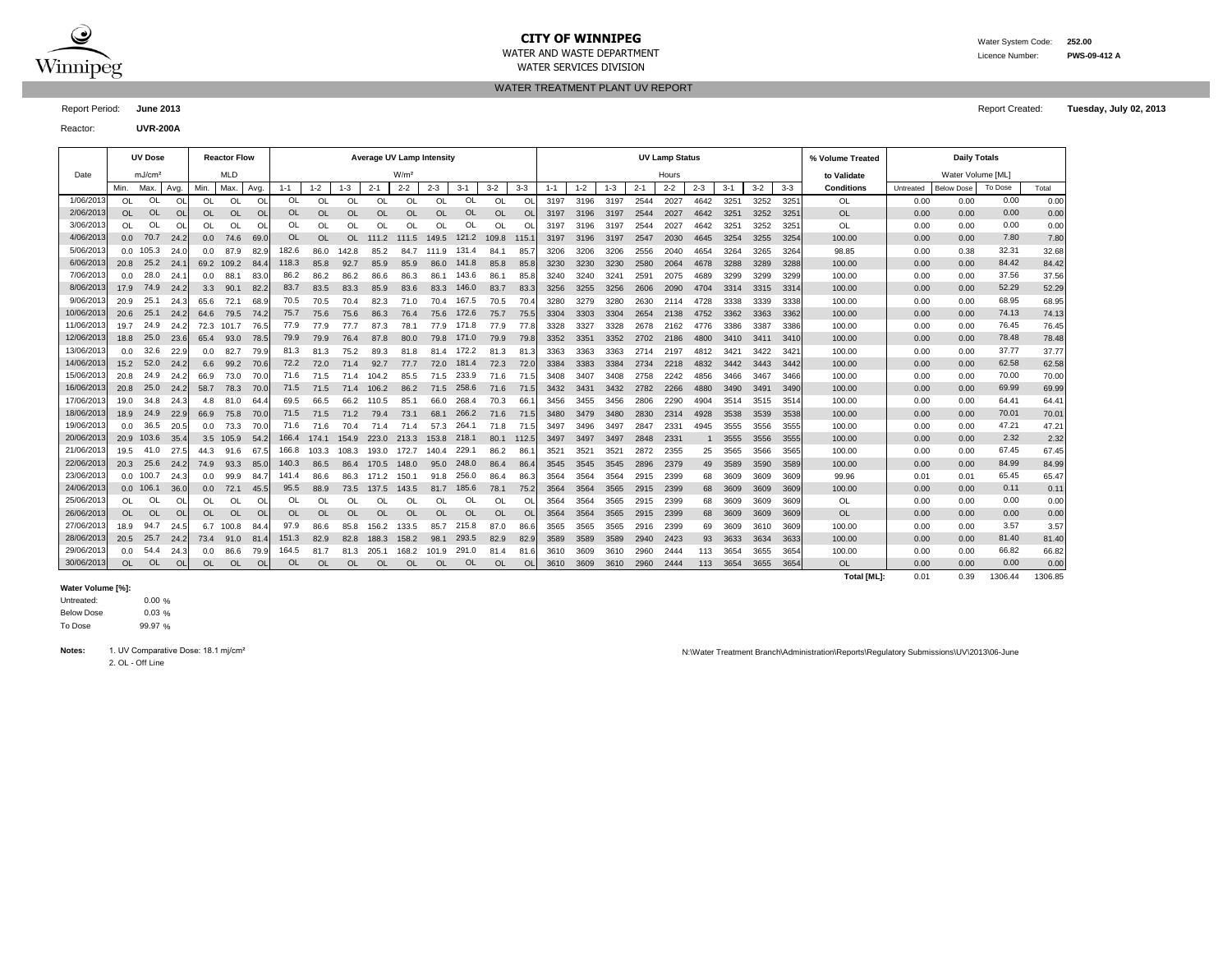# CITY OF WINNIPEG

WATER AND WASTE DEPARTMENT

WATER SERVICES DIVISION

Water System Code: **252.00**

Licence Number: **PWS-09-412 A**

## WATER TREATMENT PLANT UV REPORT

Report Period: **June 2013**

Report Created: **Tuesday, July 02, 2013**

Reactor: **UVR-200A**

| Date | UV Dose mJ/cm² | | | Reactor Flow MLD | | | Average UV Lamp Intensity W/m² | | | | | | | | | UV Lamp Status Hours | | | | | | | | | % Volume Treated to Validate | Daily Totals Water Volume [ML] | | | |
|---|---|---|---|---|---|---|---|---|---|---|---|---|---|---|---|---|---|---|---|---|---|---|---|---|---|---|---|---|---|
| | Min. | Max. | Avg. | Min. | Max. | Avg. | 1-1 | 1-2 | 1-3 | 2-1 | 2-2 | 2-3 | 3-1 | 3-2 | 3-3 | 1-1 | 1-2 | 1-3 | 2-1 | 2-2 | 2-3 | 3-1 | 3-2 | 3-3 | Conditions | Untreated | Below Dose | To Dose | Total |
| 1/06/2013 | OL | OL | OL | OL | OL | OL | OL | OL | OL | OL | OL | OL | OL | OL | OL | 3197 | 3196 | 3197 | 2544 | 2027 | 4642 | 3251 | 3252 | 3251 | OL | 0.00 | 0.00 | 0.00 | 0.00 |
| 2/06/2013 | OL | OL | OL | OL | OL | OL | OL | OL | OL | OL | OL | OL | OL | OL | OL | 3197 | 3196 | 3197 | 2544 | 2027 | 4642 | 3251 | 3252 | 3251 | OL | 0.00 | 0.00 | 0.00 | 0.00 |
| 3/06/2013 | OL | OL | OL | OL | OL | OL | OL | OL | OL | OL | OL | OL | OL | OL | OL | 3197 | 3196 | 3197 | 2544 | 2027 | 4642 | 3251 | 3252 | 3251 | OL | 0.00 | 0.00 | 0.00 | 0.00 |
| 4/06/2013 | 0.0 | 70.7 | 24.2 | 0.0 | 74.6 | 69.0 | OL | OL | OL | 111.2 | 111.5 | 149.5 | 121.2 | 109.8 | 115.1 | 3197 | 3196 | 3197 | 2547 | 2030 | 4645 | 3254 | 3255 | 3254 | 100.00 | 0.00 | 0.00 | 7.80 | 7.80 |
| 5/06/2013 | 0.0 | 105.3 | 24.0 | 0.0 | 87.9 | 82.9 | 182.6 | 86.0 | 142.8 | 85.2 | 84.7 | 111.9 | 131.4 | 84.1 | 85.7 | 3206 | 3206 | 3206 | 2556 | 2040 | 4654 | 3264 | 3265 | 3264 | 98.85 | 0.00 | 0.38 | 32.31 | 32.68 |
| 6/06/2013 | 20.8 | 25.2 | 24.1 | 69.2 | 109.2 | 84.4 | 118.3 | 85.8 | 92.7 | 85.9 | 85.9 | 86.0 | 141.8 | 85.8 | 85.8 | 3230 | 3230 | 3230 | 2580 | 2064 | 4678 | 3288 | 3289 | 3288 | 100.00 | 0.00 | 0.00 | 84.42 | 84.42 |
| 7/06/2013 | 0.0 | 28.0 | 24.1 | 0.0 | 88.1 | 83.0 | 86.2 | 86.2 | 86.2 | 86.6 | 86.3 | 86.1 | 143.6 | 86.1 | 85.8 | 3240 | 3240 | 3241 | 2591 | 2075 | 4689 | 3299 | 3299 | 3299 | 100.00 | 0.00 | 0.00 | 37.56 | 37.56 |
| 8/06/2013 | 17.9 | 74.9 | 24.2 | 3.3 | 90.1 | 82.2 | 83.7 | 83.5 | 83.3 | 85.9 | 83.6 | 83.3 | 146.0 | 83.7 | 83.3 | 3256 | 3255 | 3256 | 2606 | 2090 | 4704 | 3314 | 3315 | 3314 | 100.00 | 0.00 | 0.00 | 52.29 | 52.29 |
| 9/06/2013 | 20.9 | 25.1 | 24.3 | 65.6 | 72.1 | 68.9 | 70.5 | 70.5 | 70.4 | 82.3 | 71.0 | 70.4 | 167.5 | 70.5 | 70.4 | 3280 | 3279 | 3280 | 2630 | 2114 | 4728 | 3338 | 3339 | 3338 | 100.00 | 0.00 | 0.00 | 68.95 | 68.95 |
| 10/06/2013 | 20.6 | 25.1 | 24.2 | 64.6 | 79.5 | 74.2 | 75.7 | 75.6 | 75.6 | 86.3 | 76.4 | 75.6 | 172.6 | 75.7 | 75.5 | 3304 | 3303 | 3304 | 2654 | 2138 | 4752 | 3362 | 3363 | 3362 | 100.00 | 0.00 | 0.00 | 74.13 | 74.13 |
| 11/06/2013 | 19.7 | 24.9 | 24.2 | 72.3 | 101.7 | 76.5 | 77.9 | 77.9 | 77.7 | 87.3 | 78.1 | 77.9 | 171.8 | 77.9 | 77.8 | 3328 | 3327 | 3328 | 2678 | 2162 | 4776 | 3386 | 3387 | 3386 | 100.00 | 0.00 | 0.00 | 76.45 | 76.45 |
| 12/06/2013 | 18.8 | 25.0 | 23.6 | 65.4 | 93.0 | 78.5 | 79.9 | 79.9 | 76.4 | 87.8 | 80.0 | 79.8 | 171.0 | 79.9 | 79.8 | 3352 | 3351 | 3352 | 2702 | 2186 | 4800 | 3410 | 3411 | 3410 | 100.00 | 0.00 | 0.00 | 78.48 | 78.48 |
| 13/06/2013 | 0.0 | 32.6 | 22.9 | 0.0 | 82.7 | 79.9 | 81.3 | 81.3 | 75.2 | 89.3 | 81.8 | 81.4 | 172.2 | 81.3 | 81.3 | 3363 | 3363 | 3363 | 2714 | 2197 | 4812 | 3421 | 3422 | 3421 | 100.00 | 0.00 | 0.00 | 37.77 | 37.77 |
| 14/06/2013 | 15.2 | 52.0 | 24.2 | 6.6 | 99.2 | 70.6 | 72.2 | 72.0 | 71.4 | 92.7 | 77.7 | 72.0 | 181.4 | 72.3 | 72.0 | 3384 | 3383 | 3384 | 2734 | 2218 | 4832 | 3442 | 3443 | 3442 | 100.00 | 0.00 | 0.00 | 62.58 | 62.58 |
| 15/06/2013 | 20.8 | 24.9 | 24.2 | 66.9 | 73.0 | 70.0 | 71.6 | 71.5 | 71.4 | 104.2 | 85.5 | 71.5 | 233.9 | 71.6 | 71.5 | 3408 | 3407 | 3408 | 2758 | 2242 | 4856 | 3466 | 3467 | 3466 | 100.00 | 0.00 | 0.00 | 70.00 | 70.00 |
| 16/06/2013 | 20.8 | 25.0 | 24.2 | 58.7 | 78.3 | 70.0 | 71.5 | 71.5 | 71.4 | 106.2 | 86.2 | 71.5 | 258.6 | 71.6 | 71.5 | 3432 | 3431 | 3432 | 2782 | 2266 | 4880 | 3490 | 3491 | 3490 | 100.00 | 0.00 | 0.00 | 69.99 | 69.99 |
| 17/06/2013 | 19.0 | 34.8 | 24.3 | 4.8 | 81.0 | 64.4 | 69.5 | 66.5 | 66.2 | 110.5 | 85.1 | 66.0 | 268.4 | 70.3 | 66.1 | 3456 | 3455 | 3456 | 2806 | 2290 | 4904 | 3514 | 3515 | 3514 | 100.00 | 0.00 | 0.00 | 64.41 | 64.41 |
| 18/06/2013 | 18.9 | 24.9 | 22.9 | 66.9 | 75.8 | 70.0 | 71.5 | 71.5 | 71.2 | 79.4 | 73.1 | 68.1 | 266.2 | 71.6 | 71.5 | 3480 | 3479 | 3480 | 2830 | 2314 | 4928 | 3538 | 3539 | 3538 | 100.00 | 0.00 | 0.00 | 70.01 | 70.01 |
| 19/06/2013 | 0.0 | 36.5 | 20.5 | 0.0 | 73.3 | 70.0 | 71.6 | 71.6 | 70.4 | 71.4 | 71.4 | 57.3 | 264.1 | 71.8 | 71.5 | 3497 | 3496 | 3497 | 2847 | 2331 | 4945 | 3555 | 3556 | 3555 | 100.00 | 0.00 | 0.00 | 47.21 | 47.21 |
| 20/06/2013 | 20.9 | 103.6 | 35.4 | 3.5 | 105.9 | 54.2 | 166.4 | 174.1 | 154.9 | 223.0 | 213.3 | 153.8 | 218.1 | 80.1 | 112.5 | 3497 | 3497 | 3497 | 2848 | 2331 | 1 | 3555 | 3556 | 3555 | 100.00 | 0.00 | 0.00 | 2.32 | 2.32 |
| 21/06/2013 | 19.5 | 41.0 | 27.5 | 44.3 | 91.6 | 67.5 | 166.8 | 103.3 | 108.3 | 193.0 | 172.7 | 140.4 | 229.1 | 86.2 | 86.1 | 3521 | 3521 | 3521 | 2872 | 2355 | 25 | 3565 | 3566 | 3565 | 100.00 | 0.00 | 0.00 | 67.45 | 67.45 |
| 22/06/2013 | 20.3 | 25.6 | 24.2 | 74.9 | 93.3 | 85.0 | 140.3 | 86.5 | 86.4 | 170.5 | 148.0 | 95.0 | 248.0 | 86.4 | 86.4 | 3545 | 3545 | 3545 | 2896 | 2379 | 49 | 3589 | 3590 | 3589 | 100.00 | 0.00 | 0.00 | 84.99 | 84.99 |
| 23/06/2013 | 0.0 | 100.7 | 24.3 | 0.0 | 99.9 | 84.7 | 141.4 | 86.6 | 86.3 | 171.2 | 150.1 | 91.8 | 256.0 | 86.4 | 86.3 | 3564 | 3564 | 3564 | 2915 | 2399 | 68 | 3609 | 3609 | 3609 | 99.96 | 0.01 | 0.01 | 65.45 | 65.47 |
| 24/06/2013 | 0.0 | 106.1 | 36.0 | 0.0 | 72.1 | 45.5 | 95.5 | 88.9 | 73.5 | 137.5 | 143.5 | 81.7 | 185.6 | 78.1 | 75.2 | 3564 | 3564 | 3565 | 2915 | 2399 | 68 | 3609 | 3609 | 3609 | 100.00 | 0.00 | 0.00 | 0.11 | 0.11 |
| 25/06/2013 | OL | OL | OL | OL | OL | OL | OL | OL | OL | OL | OL | OL | OL | OL | OL | 3564 | 3564 | 3565 | 2915 | 2399 | 68 | 3609 | 3609 | 3609 | OL | 0.00 | 0.00 | 0.00 | 0.00 |
| 26/06/2013 | OL | OL | OL | OL | OL | OL | OL | OL | OL | OL | OL | OL | OL | OL | OL | 3564 | 3564 | 3565 | 2915 | 2399 | 68 | 3609 | 3609 | 3609 | OL | 0.00 | 0.00 | 0.00 | 0.00 |
| 27/06/2013 | 18.9 | 94.7 | 24.5 | 6.7 | 100.8 | 84.4 | 97.9 | 86.6 | 85.8 | 156.2 | 133.5 | 85.7 | 215.8 | 87.0 | 86.6 | 3565 | 3565 | 3565 | 2916 | 2399 | 69 | 3609 | 3610 | 3609 | 100.00 | 0.00 | 0.00 | 3.57 | 3.57 |
| 28/06/2013 | 20.5 | 25.7 | 24.2 | 73.4 | 91.0 | 81.4 | 151.3 | 82.9 | 82.8 | 188.3 | 158.2 | 98.1 | 293.5 | 82.9 | 82.9 | 3589 | 3589 | 3589 | 2940 | 2423 | 93 | 3633 | 3634 | 3633 | 100.00 | 0.00 | 0.00 | 81.40 | 81.40 |
| 29/06/2013 | 0.0 | 54.4 | 24.3 | 0.0 | 86.6 | 79.9 | 164.5 | 81.7 | 81.3 | 205.1 | 168.2 | 101.9 | 291.0 | 81.4 | 81.6 | 3610 | 3609 | 3610 | 2960 | 2444 | 113 | 3654 | 3655 | 3654 | 100.00 | 0.00 | 0.00 | 66.82 | 66.82 |
| 30/06/2013 | OL | OL | OL | OL | OL | OL | OL | OL | OL | OL | OL | OL | OL | OL | OL | 3610 | 3609 | 3610 | 2960 | 2444 | 113 | 3654 | 3655 | 3654 | OL | 0.00 | 0.00 | 0.00 | 0.00 |
| | | | | | | | | | | | | | | | | | | | | | | | | | **Total [ML]:** | 0.01 | 0.39 | 1306.44 | 1306.85 |

**Water Volume [%]:**

| | | |
|---|---|---|
| Untreated: | 0.00 | % |
| Below Dose | 0.03 | % |
| To Dose | 99.97 | % |

**Notes:**
1. UV Comparative Dose: 18.1 mj/cm²
2. OL - Off Line

N:\Water Treatment Branch\Administration\Reports\Regulatory Submissions\UV\2013\06-June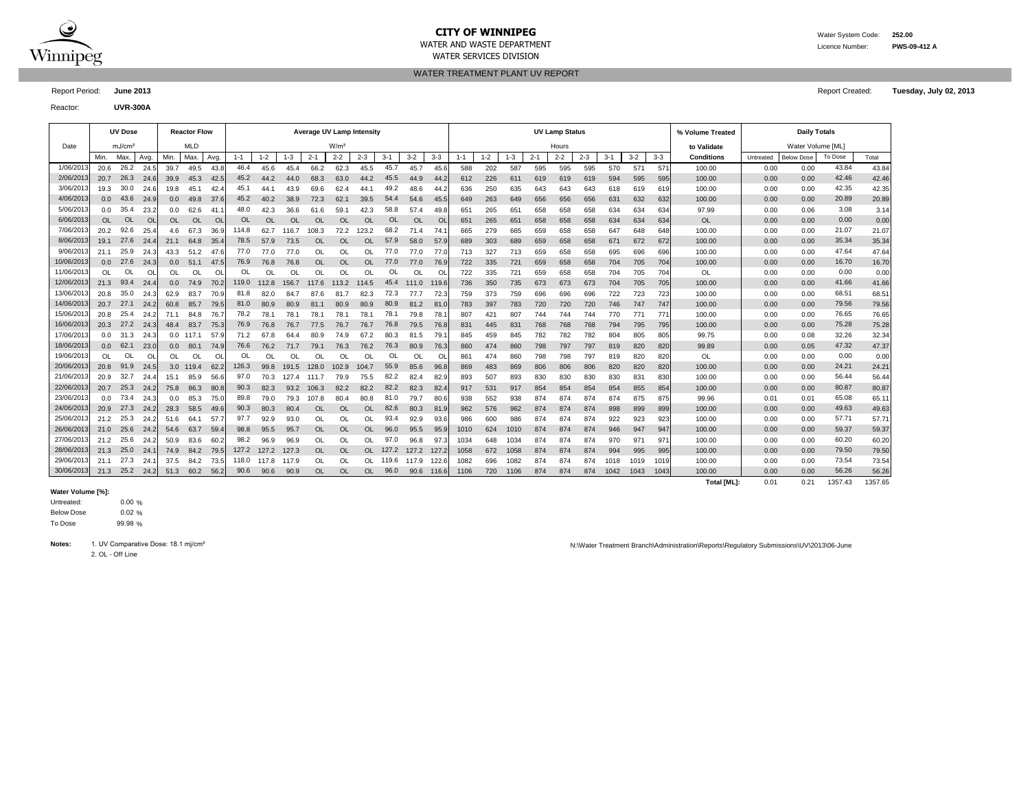**CITY OF WINNIPEG**
WATER AND WASTE DEPARTMENT
WATER SERVICES DIVISION

Water System Code: **252.00**
Licence Number: **PWS-09-412 A**

## WATER TREATMENT PLANT UV REPORT

Report Period: **June 2013**
Report Created: **Tuesday, July 02, 2013**

Reactor: **UVR-300A**

| Date | UV Dose | | | Reactor Flow | | | Average UV Lamp Intensity | | | | | | | | | UV Lamp Status | | | | | | | | | % Volume Treated | Daily Totals | | | |
|---|---|---|---|---|---|---|---|---|---|---|---|---|---|---|---|---|---|---|---|---|---|---|---|---|---|---|---|---|---|
| | mJ/cm² | | | MLD | | | W/m² | | | | | | | | | Hours | | | | | | | | | to Validate | Water Volume [ML] | | | |
| | Min. | Max. | Avg. | Min. | Max. | Avg. | 1-1 | 1-2 | 1-3 | 2-1 | 2-2 | 2-3 | 3-1 | 3-2 | 3-3 | 1-1 | 1-2 | 1-3 | 2-1 | 2-2 | 2-3 | 3-1 | 3-2 | 3-3 | Conditions | Untreated | Below Dose | To Dose | Total |
| 1/06/2013 | 20.6 | 26.2 | 24.5 | 39.7 | 49.5 | 43.8 | 46.4 | 45.6 | 45.4 | 66.2 | 62.3 | 45.5 | 45.7 | 45.7 | 45.6 | 588 | 202 | 587 | 595 | 595 | 595 | 570 | 571 | 571 | 100.00 | 0.00 | 0.00 | 43.84 | 43.84 |
| 2/06/2013 | 20.7 | 26.3 | 24.6 | 39.9 | 45.3 | 42.5 | 45.2 | 44.2 | 44.0 | 68.3 | 63.0 | 44.2 | 45.5 | 44.9 | 44.2 | 612 | 226 | 611 | 619 | 619 | 619 | 594 | 595 | 595 | 100.00 | 0.00 | 0.00 | 42.46 | 42.46 |
| 3/06/2013 | 19.3 | 30.0 | 24.6 | 19.8 | 45.1 | 42.4 | 45.1 | 44.1 | 43.9 | 69.6 | 62.4 | 44.1 | 49.2 | 48.6 | 44.2 | 636 | 250 | 635 | 643 | 643 | 643 | 618 | 619 | 619 | 100.00 | 0.00 | 0.00 | 42.35 | 42.35 |
| 4/06/2013 | 0.0 | 43.6 | 24.9 | 0.0 | 49.8 | 37.6 | 45.2 | 40.2 | 38.9 | 72.3 | 62.1 | 39.5 | 54.4 | 54.6 | 45.5 | 649 | 263 | 649 | 656 | 656 | 656 | 631 | 632 | 632 | 100.00 | 0.00 | 0.00 | 20.89 | 20.89 |
| 5/06/2013 | 0.0 | 35.4 | 23.2 | 0.0 | 62.6 | 41.1 | 48.0 | 42.3 | 36.6 | 61.6 | 59.1 | 42.3 | 58.8 | 57.4 | 49.8 | 651 | 265 | 651 | 658 | 658 | 658 | 634 | 634 | 634 | 97.99 | 0.00 | 0.06 | 3.08 | 3.14 |
| 6/06/2013 | OL | OL | OL | OL | OL | OL | OL | OL | OL | OL | OL | OL | OL | OL | OL | 651 | 265 | 651 | 658 | 658 | 658 | 634 | 634 | 634 | OL | 0.00 | 0.00 | 0.00 | 0.00 |
| 7/06/2013 | 20.2 | 92.6 | 25.4 | 4.6 | 67.3 | 36.9 | 114.8 | 62.7 | 116.7 | 108.3 | 72.2 | 123.2 | 68.2 | 71.4 | 74.1 | 665 | 279 | 665 | 659 | 658 | 658 | 647 | 648 | 648 | 100.00 | 0.00 | 0.00 | 21.07 | 21.07 |
| 8/06/2013 | 19.1 | 27.6 | 24.4 | 21.1 | 64.8 | 35.4 | 78.5 | 57.9 | 73.5 | OL | OL | OL | 57.9 | 58.0 | 57.9 | 689 | 303 | 689 | 659 | 658 | 658 | 671 | 672 | 672 | 100.00 | 0.00 | 0.00 | 35.34 | 35.34 |
| 9/06/2013 | 21.1 | 25.9 | 24.3 | 43.3 | 51.2 | 47.6 | 77.0 | 77.0 | 77.0 | OL | OL | OL | 77.0 | 77.0 | 77.0 | 713 | 327 | 713 | 659 | 658 | 658 | 695 | 696 | 696 | 100.00 | 0.00 | 0.00 | 47.64 | 47.64 |
| 10/06/2013 | 0.0 | 27.6 | 24.3 | 0.0 | 51.1 | 47.5 | 76.9 | 76.8 | 76.8 | OL | OL | OL | 77.0 | 77.0 | 76.9 | 722 | 335 | 721 | 659 | 658 | 658 | 704 | 705 | 704 | 100.00 | 0.00 | 0.00 | 16.70 | 16.70 |
| 11/06/2013 | OL | OL | OL | OL | OL | OL | OL | OL | OL | OL | OL | OL | OL | OL | OL | 722 | 335 | 721 | 659 | 658 | 658 | 704 | 705 | 704 | OL | 0.00 | 0.00 | 0.00 | 0.00 |
| 12/06/2013 | 21.3 | 93.4 | 24.4 | 0.0 | 74.9 | 70.2 | 119.0 | 112.8 | 156.7 | 117.6 | 113.2 | 114.5 | 45.4 | 111.0 | 119.6 | 736 | 350 | 735 | 673 | 673 | 673 | 704 | 705 | 705 | 100.00 | 0.00 | 0.00 | 41.66 | 41.66 |
| 13/06/2013 | 20.8 | 35.0 | 24.3 | 62.9 | 83.7 | 70.9 | 81.8 | 82.0 | 84.7 | 87.6 | 81.7 | 82.3 | 72.3 | 77.7 | 72.3 | 759 | 373 | 759 | 696 | 696 | 696 | 722 | 723 | 723 | 100.00 | 0.00 | 0.00 | 68.51 | 68.51 |
| 14/06/2013 | 20.7 | 27.1 | 24.2 | 60.8 | 85.7 | 79.5 | 81.0 | 80.9 | 80.9 | 81.1 | 80.9 | 80.9 | 80.9 | 81.2 | 81.0 | 783 | 397 | 783 | 720 | 720 | 720 | 746 | 747 | 747 | 100.00 | 0.00 | 0.00 | 79.56 | 79.56 |
| 15/06/2013 | 20.8 | 25.4 | 24.2 | 71.1 | 84.8 | 76.7 | 78.2 | 78.1 | 78.1 | 78.1 | 78.1 | 78.1 | 78.1 | 79.8 | 78.1 | 807 | 421 | 807 | 744 | 744 | 744 | 770 | 771 | 771 | 100.00 | 0.00 | 0.00 | 76.65 | 76.65 |
| 16/06/2013 | 20.3 | 27.2 | 24.3 | 48.4 | 83.7 | 75.3 | 76.9 | 76.8 | 76.7 | 77.5 | 76.7 | 76.7 | 76.8 | 79.5 | 76.8 | 831 | 445 | 831 | 768 | 768 | 768 | 794 | 795 | 795 | 100.00 | 0.00 | 0.00 | 75.28 | 75.28 |
| 17/06/2013 | 0.0 | 31.3 | 24.3 | 0.0 | 117.1 | 57.9 | 71.2 | 67.8 | 64.4 | 80.9 | 74.9 | 67.2 | 80.3 | 81.5 | 79.1 | 845 | 459 | 845 | 782 | 782 | 782 | 804 | 805 | 805 | 99.75 | 0.00 | 0.08 | 32.26 | 32.34 |
| 18/06/2013 | 0.0 | 62.1 | 23.0 | 0.0 | 80.1 | 74.9 | 76.6 | 76.2 | 71.7 | 79.1 | 76.3 | 76.2 | 76.3 | 80.9 | 76.3 | 860 | 474 | 860 | 798 | 797 | 797 | 819 | 820 | 820 | 99.89 | 0.00 | 0.05 | 47.32 | 47.37 |
| 19/06/2013 | OL | OL | OL | OL | OL | OL | OL | OL | OL | OL | OL | OL | OL | OL | OL | 861 | 474 | 860 | 798 | 798 | 797 | 819 | 820 | 820 | OL | 0.00 | 0.00 | 0.00 | 0.00 |
| 20/06/2013 | 20.8 | 91.9 | 24.5 | 3.0 | 119.4 | 62.2 | 126.3 | 99.8 | 191.5 | 128.0 | 102.9 | 104.7 | 55.9 | 85.6 | 96.8 | 869 | 483 | 869 | 806 | 806 | 806 | 820 | 820 | 820 | 100.00 | 0.00 | 0.00 | 24.21 | 24.21 |
| 21/06/2013 | 20.9 | 32.7 | 24.4 | 15.1 | 85.9 | 56.6 | 97.0 | 70.3 | 127.4 | 111.7 | 79.9 | 75.5 | 82.2 | 82.4 | 82.9 | 893 | 507 | 893 | 830 | 830 | 830 | 830 | 831 | 830 | 100.00 | 0.00 | 0.00 | 56.44 | 56.44 |
| 22/06/2013 | 20.7 | 25.3 | 24.2 | 75.8 | 86.3 | 80.8 | 90.3 | 82.3 | 93.2 | 106.3 | 82.2 | 82.2 | 82.2 | 82.3 | 82.4 | 917 | 531 | 917 | 854 | 854 | 854 | 854 | 855 | 854 | 100.00 | 0.00 | 0.00 | 80.87 | 80.87 |
| 23/06/2013 | 0.0 | 73.4 | 24.3 | 0.0 | 85.3 | 75.0 | 89.8 | 79.0 | 79.3 | 107.8 | 80.4 | 80.8 | 81.0 | 79.7 | 80.6 | 938 | 552 | 938 | 874 | 874 | 874 | 874 | 875 | 875 | 99.96 | 0.01 | 0.01 | 65.08 | 65.11 |
| 24/06/2013 | 20.9 | 27.3 | 24.2 | 28.3 | 58.5 | 49.6 | 90.3 | 80.3 | 80.4 | OL | OL | OL | 82.6 | 80.3 | 81.9 | 962 | 576 | 962 | 874 | 874 | 874 | 898 | 899 | 899 | 100.00 | 0.00 | 0.00 | 49.63 | 49.63 |
| 25/06/2013 | 21.2 | 25.3 | 24.2 | 51.6 | 64.1 | 57.7 | 97.7 | 92.9 | 93.0 | OL | OL | OL | 93.4 | 92.9 | 93.6 | 986 | 600 | 986 | 874 | 874 | 874 | 922 | 923 | 923 | 100.00 | 0.00 | 0.00 | 57.71 | 57.71 |
| 26/06/2013 | 21.0 | 25.6 | 24.2 | 54.6 | 63.7 | 59.4 | 98.8 | 95.5 | 95.7 | OL | OL | OL | 96.0 | 95.5 | 95.9 | 1010 | 624 | 1010 | 874 | 874 | 874 | 946 | 947 | 947 | 100.00 | 0.00 | 0.00 | 59.37 | 59.37 |
| 27/06/2013 | 21.2 | 25.6 | 24.2 | 50.9 | 83.6 | 60.2 | 98.2 | 96.9 | 96.9 | OL | OL | OL | 97.0 | 96.8 | 97.3 | 1034 | 648 | 1034 | 874 | 874 | 874 | 970 | 971 | 971 | 100.00 | 0.00 | 0.00 | 60.20 | 60.20 |
| 28/06/2013 | 21.3 | 25.0 | 24.1 | 74.9 | 84.2 | 79.5 | 127.2 | 127.2 | 127.3 | OL | OL | OL | 127.2 | 127.2 | 127.2 | 1058 | 672 | 1058 | 874 | 874 | 874 | 994 | 995 | 995 | 100.00 | 0.00 | 0.00 | 79.50 | 79.50 |
| 29/06/2013 | 21.1 | 27.3 | 24.1 | 37.5 | 84.2 | 73.5 | 118.0 | 117.8 | 117.9 | OL | OL | OL | 119.6 | 117.9 | 122.6 | 1082 | 696 | 1082 | 874 | 874 | 874 | 1018 | 1019 | 1019 | 100.00 | 0.00 | 0.00 | 73.54 | 73.54 |
| 30/06/2013 | 21.3 | 25.2 | 24.2 | 51.3 | 60.2 | 56.2 | 90.6 | 90.6 | 90.9 | OL | OL | OL | 96.0 | 90.6 | 116.6 | 1106 | 720 | 1106 | 874 | 874 | 874 | 1042 | 1043 | 1043 | 100.00 | 0.00 | 0.00 | 56.26 | 56.26 |
| | | | | | | | | | | | | | | | | | | | | | | | | | **Total [ML]:** | 0.01 | 0.21 | 1357.43 | 1357.65 |

**Water Volume [%]:**

| | | |
|---|---|---|
| Untreated: | 0.00 | % |
| Below Dose | 0.02 | % |
| To Dose | 99.98 | % |

**Notes:**
1. UV Comparative Dose: 18.1 mj/cm²
2. OL - Off Line

N:\Water Treatment Branch\Administration\Reports\Regulatory Submissions\UV\2013\06-June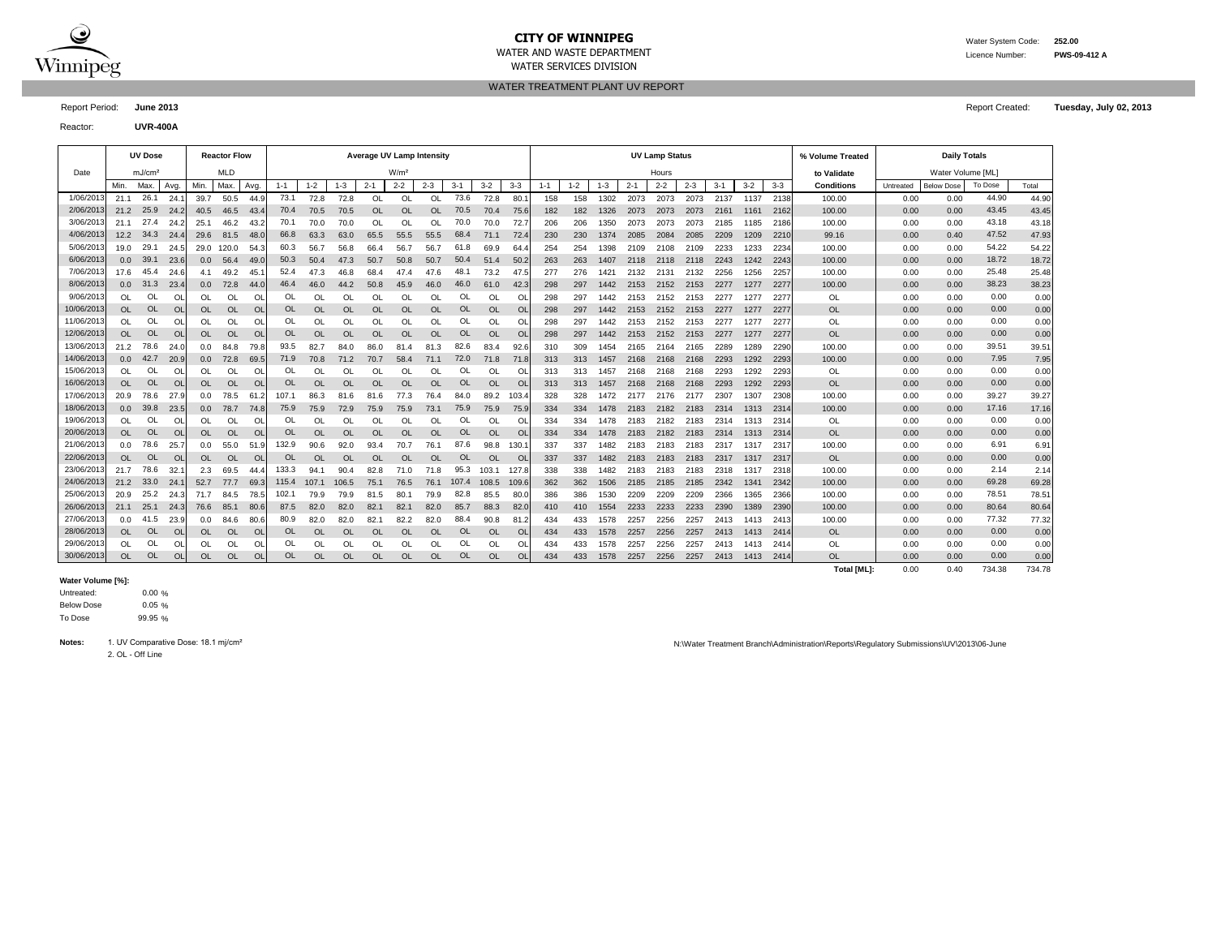# CITY OF WINNIPEG

WATER AND WASTE DEPARTMENT

WATER SERVICES DIVISION

Water System Code: **252.00**

Licence Number: **PWS-09-412 A**

## WATER TREATMENT PLANT UV REPORT

Report Period: **June 2013**

Report Created: **Tuesday, July 02, 2013**

Reactor: **UVR-400A**

| Date | UV Dose | | | Reactor Flow | | | Average UV Lamp Intensity | | | | | | | | | UV Lamp Status | | | | | | | | | % Volume Treated | Daily Totals | | | |
|---|---|---|---|---|---|---|---|---|---|---|---|---|---|---|---|---|---|---|---|---|---|---|---|---|---|---|---|---|---|
| | mJ/cm² | | | MLD | | | W/m² | | | | | | | | | Hours | | | | | | | | | to Validate | Water Volume [ML] | | | |
| | Min. | Max. | Avg. | Min. | Max. | Avg. | 1-1 | 1-2 | 1-3 | 2-1 | 2-2 | 2-3 | 3-1 | 3-2 | 3-3 | 1-1 | 1-2 | 1-3 | 2-1 | 2-2 | 2-3 | 3-1 | 3-2 | 3-3 | Conditions | Untreated | Below Dose | To Dose | Total |
| 1/06/2013 | 21.1 | 26.1 | 24.1 | 39.7 | 50.5 | 44.9 | 73.1 | 72.8 | 72.8 | OL | OL | OL | 73.6 | 72.8 | 80.1 | 158 | 158 | 1302 | 2073 | 2073 | 2073 | 2137 | 1137 | 2138 | 100.00 | 0.00 | 0.00 | 44.90 | 44.90 |
| 2/06/2013 | 21.2 | 25.9 | 24.2 | 40.5 | 46.5 | 43.4 | 70.4 | 70.5 | 70.5 | OL | OL | OL | 70.5 | 70.4 | 75.6 | 182 | 182 | 1326 | 2073 | 2073 | 2073 | 2161 | 1161 | 2162 | 100.00 | 0.00 | 0.00 | 43.45 | 43.45 |
| 3/06/2013 | 21.1 | 27.4 | 24.2 | 25.1 | 46.2 | 43.2 | 70.1 | 70.0 | 70.0 | OL | OL | OL | 70.0 | 70.0 | 72.7 | 206 | 206 | 1350 | 2073 | 2073 | 2073 | 2185 | 1185 | 2186 | 100.00 | 0.00 | 0.00 | 43.18 | 43.18 |
| 4/06/2013 | 12.2 | 34.3 | 24.4 | 29.6 | 81.5 | 48.0 | 66.8 | 63.3 | 63.0 | 65.5 | 55.5 | 55.5 | 68.4 | 71.1 | 72.4 | 230 | 230 | 1374 | 2085 | 2084 | 2085 | 2209 | 1209 | 2210 | 99.16 | 0.00 | 0.40 | 47.52 | 47.93 |
| 5/06/2013 | 19.0 | 29.1 | 24.5 | 29.0 | 120.0 | 54.3 | 60.3 | 56.7 | 56.8 | 66.4 | 56.7 | 56.7 | 61.8 | 69.9 | 64.4 | 254 | 254 | 1398 | 2109 | 2108 | 2109 | 2233 | 1233 | 2234 | 100.00 | 0.00 | 0.00 | 54.22 | 54.22 |
| 6/06/2013 | 0.0 | 39.1 | 23.6 | 0.0 | 56.4 | 49.0 | 50.3 | 50.4 | 47.3 | 50.7 | 50.8 | 50.7 | 50.4 | 51.4 | 50.2 | 263 | 263 | 1407 | 2118 | 2118 | 2118 | 2243 | 1242 | 2243 | 100.00 | 0.00 | 0.00 | 18.72 | 18.72 |
| 7/06/2013 | 17.6 | 45.4 | 24.6 | 4.1 | 49.2 | 45.1 | 52.4 | 47.3 | 46.8 | 68.4 | 47.4 | 47.6 | 48.1 | 73.2 | 47.5 | 277 | 276 | 1421 | 2132 | 2131 | 2132 | 2256 | 1256 | 2257 | 100.00 | 0.00 | 0.00 | 25.48 | 25.48 |
| 8/06/2013 | 0.0 | 31.3 | 23.4 | 0.0 | 72.8 | 44.0 | 46.4 | 46.0 | 44.2 | 50.8 | 45.9 | 46.0 | 46.0 | 61.0 | 42.3 | 298 | 297 | 1442 | 2153 | 2152 | 2153 | 2277 | 1277 | 2277 | 100.00 | 0.00 | 0.00 | 38.23 | 38.23 |
| 9/06/2013 | OL | OL | OL | OL | OL | OL | OL | OL | OL | OL | OL | OL | OL | OL | OL | 298 | 297 | 1442 | 2153 | 2152 | 2153 | 2277 | 1277 | 2277 | OL | 0.00 | 0.00 | 0.00 | 0.00 |
| 10/06/2013 | OL | OL | OL | OL | OL | OL | OL | OL | OL | OL | OL | OL | OL | OL | OL | 298 | 297 | 1442 | 2153 | 2152 | 2153 | 2277 | 1277 | 2277 | OL | 0.00 | 0.00 | 0.00 | 0.00 |
| 11/06/2013 | OL | OL | OL | OL | OL | OL | OL | OL | OL | OL | OL | OL | OL | OL | OL | 298 | 297 | 1442 | 2153 | 2152 | 2153 | 2277 | 1277 | 2277 | OL | 0.00 | 0.00 | 0.00 | 0.00 |
| 12/06/2013 | OL | OL | OL | OL | OL | OL | OL | OL | OL | OL | OL | OL | OL | OL | OL | 298 | 297 | 1442 | 2153 | 2152 | 2153 | 2277 | 1277 | 2277 | OL | 0.00 | 0.00 | 0.00 | 0.00 |
| 13/06/2013 | 21.2 | 78.6 | 24.0 | 0.0 | 84.8 | 79.8 | 93.5 | 82.7 | 84.0 | 86.0 | 81.4 | 81.3 | 82.6 | 83.4 | 92.6 | 310 | 309 | 1454 | 2165 | 2164 | 2165 | 2289 | 1289 | 2290 | 100.00 | 0.00 | 0.00 | 39.51 | 39.51 |
| 14/06/2013 | 0.0 | 42.7 | 20.9 | 0.0 | 72.8 | 69.5 | 71.9 | 70.8 | 71.2 | 70.7 | 58.4 | 71.1 | 72.0 | 71.8 | 71.8 | 313 | 313 | 1457 | 2168 | 2168 | 2168 | 2293 | 1292 | 2293 | 100.00 | 0.00 | 0.00 | 7.95 | 7.95 |
| 15/06/2013 | OL | OL | OL | OL | OL | OL | OL | OL | OL | OL | OL | OL | OL | OL | OL | 313 | 313 | 1457 | 2168 | 2168 | 2168 | 2293 | 1292 | 2293 | OL | 0.00 | 0.00 | 0.00 | 0.00 |
| 16/06/2013 | OL | OL | OL | OL | OL | OL | OL | OL | OL | OL | OL | OL | OL | OL | OL | 313 | 313 | 1457 | 2168 | 2168 | 2168 | 2293 | 1292 | 2293 | OL | 0.00 | 0.00 | 0.00 | 0.00 |
| 17/06/2013 | 20.9 | 78.6 | 27.9 | 0.0 | 78.5 | 61.2 | 107.1 | 86.3 | 81.6 | 81.6 | 77.3 | 76.4 | 84.0 | 89.2 | 103.4 | 328 | 328 | 1472 | 2177 | 2176 | 2177 | 2307 | 1307 | 2308 | 100.00 | 0.00 | 0.00 | 39.27 | 39.27 |
| 18/06/2013 | 0.0 | 39.8 | 23.5 | 0.0 | 78.7 | 74.8 | 75.9 | 75.9 | 72.9 | 75.9 | 75.9 | 73.1 | 75.9 | 75.9 | 75.9 | 334 | 334 | 1478 | 2183 | 2182 | 2183 | 2314 | 1313 | 2314 | 100.00 | 0.00 | 0.00 | 17.16 | 17.16 |
| 19/06/2013 | OL | OL | OL | OL | OL | OL | OL | OL | OL | OL | OL | OL | OL | OL | OL | 334 | 334 | 1478 | 2183 | 2182 | 2183 | 2314 | 1313 | 2314 | OL | 0.00 | 0.00 | 0.00 | 0.00 |
| 20/06/2013 | OL | OL | OL | OL | OL | OL | OL | OL | OL | OL | OL | OL | OL | OL | OL | 334 | 334 | 1478 | 2183 | 2182 | 2183 | 2314 | 1313 | 2314 | OL | 0.00 | 0.00 | 0.00 | 0.00 |
| 21/06/2013 | 0.0 | 78.6 | 25.7 | 0.0 | 55.0 | 51.9 | 132.9 | 90.6 | 92.0 | 93.4 | 70.7 | 76.1 | 87.6 | 98.8 | 130.1 | 337 | 337 | 1482 | 2183 | 2183 | 2183 | 2317 | 1317 | 2317 | 100.00 | 0.00 | 0.00 | 6.91 | 6.91 |
| 22/06/2013 | OL | OL | OL | OL | OL | OL | OL | OL | OL | OL | OL | OL | OL | OL | OL | 337 | 337 | 1482 | 2183 | 2183 | 2183 | 2317 | 1317 | 2317 | OL | 0.00 | 0.00 | 0.00 | 0.00 |
| 23/06/2013 | 21.7 | 78.6 | 32.1 | 2.3 | 69.5 | 44.4 | 133.3 | 94.1 | 90.4 | 82.8 | 71.0 | 71.8 | 95.3 | 103.1 | 127.8 | 338 | 338 | 1482 | 2183 | 2183 | 2183 | 2318 | 1317 | 2318 | 100.00 | 0.00 | 0.00 | 2.14 | 2.14 |
| 24/06/2013 | 21.2 | 33.0 | 24.1 | 52.7 | 77.7 | 69.3 | 115.4 | 107.1 | 106.5 | 75.1 | 76.5 | 76.1 | 107.4 | 108.5 | 109.6 | 362 | 362 | 1506 | 2185 | 2185 | 2185 | 2342 | 1341 | 2342 | 100.00 | 0.00 | 0.00 | 69.28 | 69.28 |
| 25/06/2013 | 20.9 | 25.2 | 24.3 | 71.7 | 84.5 | 78.5 | 102.1 | 79.9 | 79.9 | 81.5 | 80.1 | 79.9 | 82.8 | 85.5 | 80.0 | 386 | 386 | 1530 | 2209 | 2209 | 2209 | 2366 | 1365 | 2366 | 100.00 | 0.00 | 0.00 | 78.51 | 78.51 |
| 26/06/2013 | 21.1 | 25.1 | 24.3 | 76.6 | 85.1 | 80.6 | 87.5 | 82.0 | 82.0 | 82.1 | 82.1 | 82.0 | 85.7 | 88.3 | 82.0 | 410 | 410 | 1554 | 2233 | 2233 | 2233 | 2390 | 1389 | 2390 | 100.00 | 0.00 | 0.00 | 80.64 | 80.64 |
| 27/06/2013 | 0.0 | 41.5 | 23.9 | 0.0 | 84.6 | 80.6 | 80.9 | 82.0 | 82.0 | 82.1 | 82.2 | 82.0 | 88.4 | 90.8 | 81.2 | 434 | 433 | 1578 | 2257 | 2256 | 2257 | 2413 | 1413 | 2413 | 100.00 | 0.00 | 0.00 | 77.32 | 77.32 |
| 28/06/2013 | OL | OL | OL | OL | OL | OL | OL | OL | OL | OL | OL | OL | OL | OL | OL | 434 | 433 | 1578 | 2257 | 2256 | 2257 | 2413 | 1413 | 2414 | OL | 0.00 | 0.00 | 0.00 | 0.00 |
| 29/06/2013 | OL | OL | OL | OL | OL | OL | OL | OL | OL | OL | OL | OL | OL | OL | OL | 434 | 433 | 1578 | 2257 | 2256 | 2257 | 2413 | 1413 | 2414 | OL | 0.00 | 0.00 | 0.00 | 0.00 |
| 30/06/2013 | OL | OL | OL | OL | OL | OL | OL | OL | OL | OL | OL | OL | OL | OL | OL | 434 | 433 | 1578 | 2257 | 2256 | 2257 | 2413 | 1413 | 2414 | OL | 0.00 | 0.00 | 0.00 | 0.00 |
| | | | | | | | | | | | | | | | | | | | | | | | | | **Total [ML]:** | 0.00 | 0.40 | 734.38 | 734.78 |

**Water Volume [%]:**

| | |
|---|---|
| Untreated: | 0.00 % |
| Below Dose | 0.05 % |
| To Dose | 99.95 % |

**Notes:**
1. UV Comparative Dose: 18.1 mj/cm²
2. OL - Off Line

N:\Water Treatment Branch\Administration\Reports\Regulatory Submissions\UV\2013\06-June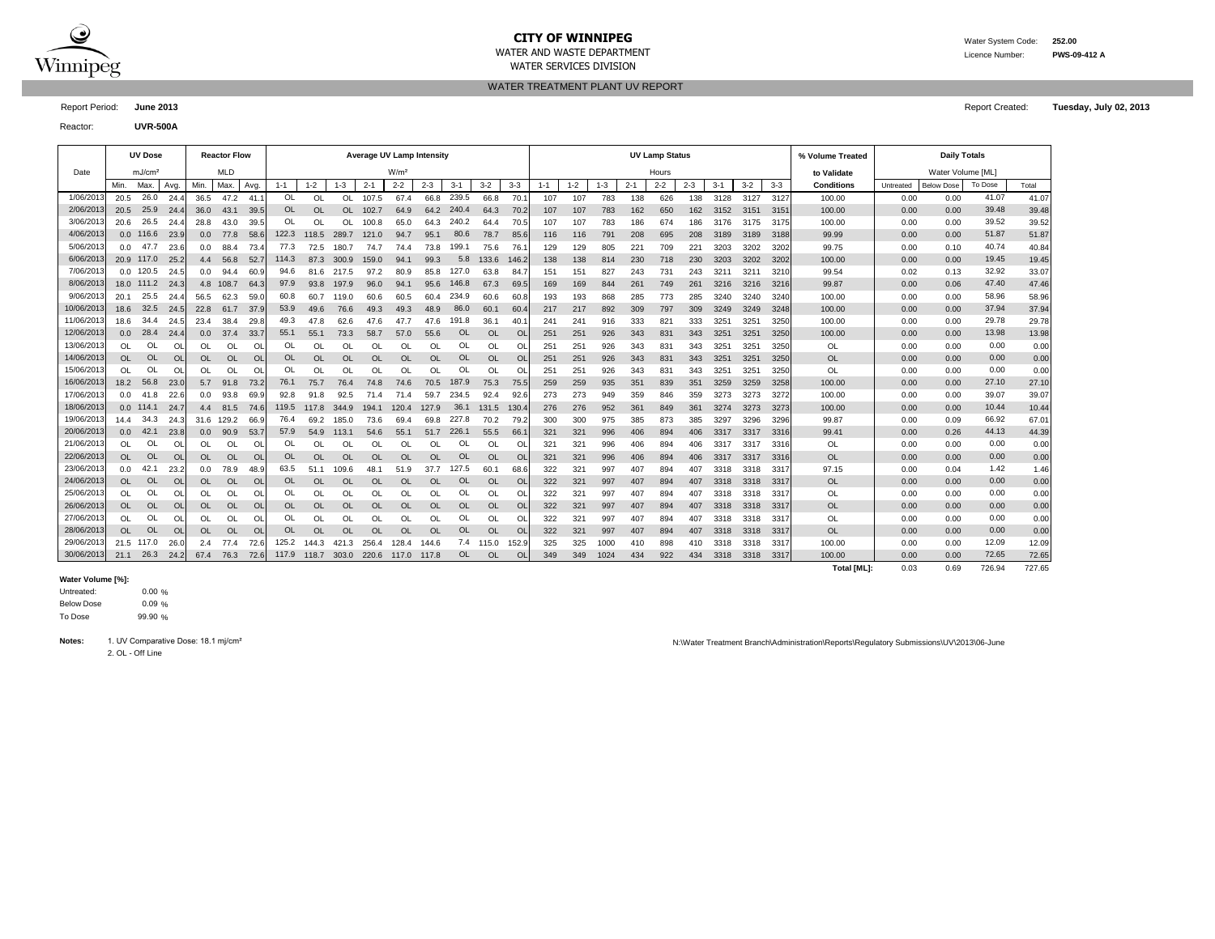# CITY OF WINNIPEG

WATER AND WASTE DEPARTMENT

WATER SERVICES DIVISION

Water System Code: **252.00**

Licence Number: **PWS-09-412 A**

## WATER TREATMENT PLANT UV REPORT

Report Period: **June 2013**

Report Created: **Tuesday, July 02, 2013**

Reactor: **UVR-500A**

| Date | UV Dose mJ/cm² | | | Reactor Flow MLD | | | Average UV Lamp Intensity W/m² | | | | | | | | | UV Lamp Status Hours | | | | | | | | | % Volume Treated to Validate | Daily Totals Water Volume [ML] | | | |
|---|---|---|---|---|---|---|---|---|---|---|---|---|---|---|---|---|---|---|---|---|---|---|---|---|---|---|---|---|---|
| | Min. | Max. | Avg. | Min. | Max. | Avg. | 1-1 | 1-2 | 1-3 | 2-1 | 2-2 | 2-3 | 3-1 | 3-2 | 3-3 | 1-1 | 1-2 | 1-3 | 2-1 | 2-2 | 2-3 | 3-1 | 3-2 | 3-3 | Conditions | Untreated | Below Dose | To Dose | Total |
| 1/06/2013 | 20.5 | 26.0 | 24.4 | 36.5 | 47.2 | 41.1 | OL | OL | OL | 107.5 | 67.4 | 66.8 | 239.5 | 66.8 | 70.1 | 107 | 107 | 783 | 138 | 626 | 138 | 3128 | 3127 | 3127 | 100.00 | 0.00 | 0.00 | 41.07 | 41.07 |
| 2/06/2013 | 20.5 | 25.9 | 24.4 | 36.0 | 43.1 | 39.5 | OL | OL | OL | 102.7 | 64.9 | 64.2 | 240.4 | 64.3 | 70.2 | 107 | 107 | 783 | 162 | 650 | 162 | 3152 | 3151 | 3151 | 100.00 | 0.00 | 0.00 | 39.48 | 39.48 |
| 3/06/2013 | 20.6 | 26.5 | 24.4 | 28.8 | 43.0 | 39.5 | OL | OL | OL | 100.8 | 65.0 | 64.3 | 240.2 | 64.4 | 70.5 | 107 | 107 | 783 | 186 | 674 | 186 | 3176 | 3175 | 3175 | 100.00 | 0.00 | 0.00 | 39.52 | 39.52 |
| 4/06/2013 | 0.0 | 116.6 | 23.9 | 0.0 | 77.8 | 58.6 | 122.3 | 118.5 | 289.7 | 121.0 | 94.7 | 95.1 | 80.6 | 78.7 | 85.6 | 116 | 116 | 791 | 208 | 695 | 208 | 3189 | 3189 | 3188 | 99.99 | 0.00 | 0.00 | 51.87 | 51.87 |
| 5/06/2013 | 0.0 | 47.7 | 23.6 | 0.0 | 88.4 | 73.4 | 77.3 | 72.5 | 180.7 | 74.7 | 74.4 | 73.8 | 199.1 | 75.6 | 76.1 | 129 | 129 | 805 | 221 | 709 | 221 | 3203 | 3202 | 3202 | 99.75 | 0.00 | 0.10 | 40.74 | 40.84 |
| 6/06/2013 | 20.9 | 117.0 | 25.2 | 4.4 | 56.8 | 52.7 | 114.3 | 87.3 | 300.9 | 159.0 | 94.1 | 99.3 | 5.8 | 133.6 | 146.2 | 138 | 138 | 814 | 230 | 718 | 230 | 3203 | 3202 | 3202 | 100.00 | 0.00 | 0.00 | 19.45 | 19.45 |
| 7/06/2013 | 0.0 | 120.5 | 24.5 | 0.0 | 94.4 | 60.9 | 94.6 | 81.6 | 217.5 | 97.2 | 80.9 | 85.8 | 127.0 | 63.8 | 84.7 | 151 | 151 | 827 | 243 | 731 | 243 | 3211 | 3211 | 3210 | 99.54 | 0.02 | 0.13 | 32.92 | 33.07 |
| 8/06/2013 | 18.0 | 111.2 | 24.3 | 4.8 | 108.7 | 64.3 | 97.9 | 93.8 | 197.9 | 96.0 | 94.1 | 95.6 | 146.8 | 67.3 | 69.5 | 169 | 169 | 844 | 261 | 749 | 261 | 3216 | 3216 | 3216 | 99.87 | 0.00 | 0.06 | 47.40 | 47.46 |
| 9/06/2013 | 20.1 | 25.5 | 24.4 | 56.5 | 62.3 | 59.0 | 60.8 | 60.7 | 119.0 | 60.6 | 60.5 | 60.4 | 234.9 | 60.6 | 60.8 | 193 | 193 | 868 | 285 | 773 | 285 | 3240 | 3240 | 3240 | 100.00 | 0.00 | 0.00 | 58.96 | 58.96 |
| 10/06/2013 | 18.6 | 32.5 | 24.5 | 22.8 | 61.7 | 37.9 | 53.9 | 49.6 | 76.6 | 49.3 | 49.3 | 48.9 | 86.0 | 60.1 | 60.4 | 217 | 217 | 892 | 309 | 797 | 309 | 3249 | 3249 | 3248 | 100.00 | 0.00 | 0.00 | 37.94 | 37.94 |
| 11/06/2013 | 18.6 | 34.4 | 24.5 | 23.4 | 38.4 | 29.8 | 49.3 | 47.8 | 62.6 | 47.6 | 47.7 | 47.6 | 191.8 | 36.1 | 40.1 | 241 | 241 | 916 | 333 | 821 | 333 | 3251 | 3251 | 3250 | 100.00 | 0.00 | 0.00 | 29.78 | 29.78 |
| 12/06/2013 | 0.0 | 28.4 | 24.4 | 0.0 | 37.4 | 33.7 | 55.1 | 55.1 | 73.3 | 58.7 | 57.0 | 55.6 | OL | OL | OL | 251 | 251 | 926 | 343 | 831 | 343 | 3251 | 3251 | 3250 | 100.00 | 0.00 | 0.00 | 13.98 | 13.98 |
| 13/06/2013 | OL | OL | OL | OL | OL | OL | OL | OL | OL | OL | OL | OL | OL | OL | OL | 251 | 251 | 926 | 343 | 831 | 343 | 3251 | 3251 | 3250 | OL | 0.00 | 0.00 | 0.00 | 0.00 |
| 14/06/2013 | OL | OL | OL | OL | OL | OL | OL | OL | OL | OL | OL | OL | OL | OL | OL | 251 | 251 | 926 | 343 | 831 | 343 | 3251 | 3251 | 3250 | OL | 0.00 | 0.00 | 0.00 | 0.00 |
| 15/06/2013 | OL | OL | OL | OL | OL | OL | OL | OL | OL | OL | OL | OL | OL | OL | OL | 251 | 251 | 926 | 343 | 831 | 343 | 3251 | 3251 | 3250 | OL | 0.00 | 0.00 | 0.00 | 0.00 |
| 16/06/2013 | 18.2 | 56.8 | 23.0 | 5.7 | 91.8 | 73.2 | 76.1 | 75.7 | 76.4 | 74.8 | 74.6 | 70.5 | 187.9 | 75.3 | 75.5 | 259 | 259 | 935 | 351 | 839 | 351 | 3259 | 3259 | 3258 | 100.00 | 0.00 | 0.00 | 27.10 | 27.10 |
| 17/06/2013 | 0.0 | 41.8 | 22.6 | 0.0 | 93.8 | 69.9 | 92.8 | 91.8 | 92.5 | 71.4 | 71.4 | 59.7 | 234.5 | 92.4 | 92.6 | 273 | 273 | 949 | 359 | 846 | 359 | 3273 | 3273 | 3272 | 100.00 | 0.00 | 0.00 | 39.07 | 39.07 |
| 18/06/2013 | 0.0 | 114.1 | 24.7 | 4.4 | 81.5 | 74.6 | 119.5 | 117.8 | 344.9 | 194.1 | 120.4 | 127.9 | 36.1 | 131.5 | 130.4 | 276 | 276 | 952 | 361 | 849 | 361 | 3274 | 3273 | 3273 | 100.00 | 0.00 | 0.00 | 10.44 | 10.44 |
| 19/06/2013 | 14.4 | 34.3 | 24.3 | 31.6 | 129.2 | 66.9 | 76.4 | 69.2 | 185.0 | 73.6 | 69.4 | 69.8 | 227.8 | 70.2 | 79.2 | 300 | 300 | 975 | 385 | 873 | 385 | 3297 | 3296 | 3296 | 99.87 | 0.00 | 0.09 | 66.92 | 67.01 |
| 20/06/2013 | 0.0 | 42.1 | 23.8 | 0.0 | 90.9 | 53.7 | 57.9 | 54.9 | 113.1 | 54.6 | 55.1 | 51.7 | 226.1 | 55.5 | 66.1 | 321 | 321 | 996 | 406 | 894 | 406 | 3317 | 3317 | 3316 | 99.41 | 0.00 | 0.26 | 44.13 | 44.39 |
| 21/06/2013 | OL | OL | OL | OL | OL | OL | OL | OL | OL | OL | OL | OL | OL | OL | OL | 321 | 321 | 996 | 406 | 894 | 406 | 3317 | 3317 | 3316 | OL | 0.00 | 0.00 | 0.00 | 0.00 |
| 22/06/2013 | OL | OL | OL | OL | OL | OL | OL | OL | OL | OL | OL | OL | OL | OL | OL | 321 | 321 | 996 | 406 | 894 | 406 | 3317 | 3317 | 3316 | OL | 0.00 | 0.00 | 0.00 | 0.00 |
| 23/06/2013 | 0.0 | 42.1 | 23.2 | 0.0 | 78.9 | 48.9 | 63.5 | 51.1 | 109.6 | 48.1 | 51.9 | 37.7 | 127.5 | 60.1 | 68.6 | 322 | 321 | 997 | 407 | 894 | 407 | 3318 | 3318 | 3317 | 97.15 | 0.00 | 0.04 | 1.42 | 1.46 |
| 24/06/2013 | OL | OL | OL | OL | OL | OL | OL | OL | OL | OL | OL | OL | OL | OL | OL | 322 | 321 | 997 | 407 | 894 | 407 | 3318 | 3318 | 3317 | OL | 0.00 | 0.00 | 0.00 | 0.00 |
| 25/06/2013 | OL | OL | OL | OL | OL | OL | OL | OL | OL | OL | OL | OL | OL | OL | OL | 322 | 321 | 997 | 407 | 894 | 407 | 3318 | 3318 | 3317 | OL | 0.00 | 0.00 | 0.00 | 0.00 |
| 26/06/2013 | OL | OL | OL | OL | OL | OL | OL | OL | OL | OL | OL | OL | OL | OL | OL | 322 | 321 | 997 | 407 | 894 | 407 | 3318 | 3318 | 3317 | OL | 0.00 | 0.00 | 0.00 | 0.00 |
| 27/06/2013 | OL | OL | OL | OL | OL | OL | OL | OL | OL | OL | OL | OL | OL | OL | OL | 322 | 321 | 997 | 407 | 894 | 407 | 3318 | 3318 | 3317 | OL | 0.00 | 0.00 | 0.00 | 0.00 |
| 28/06/2013 | OL | OL | OL | OL | OL | OL | OL | OL | OL | OL | OL | OL | OL | OL | OL | 322 | 321 | 997 | 407 | 894 | 407 | 3318 | 3318 | 3317 | OL | 0.00 | 0.00 | 0.00 | 0.00 |
| 29/06/2013 | 21.5 | 117.0 | 26.0 | 2.4 | 77.4 | 72.6 | 125.2 | 144.3 | 421.3 | 256.4 | 128.4 | 144.6 | 7.4 | 115.0 | 152.9 | 325 | 325 | 1000 | 410 | 898 | 410 | 3318 | 3318 | 3317 | 100.00 | 0.00 | 0.00 | 12.09 | 12.09 |
| 30/06/2013 | 21.1 | 26.3 | 24.2 | 67.4 | 76.3 | 72.6 | 117.9 | 118.7 | 303.0 | 220.6 | 117.0 | 117.8 | OL | OL | OL | 349 | 349 | 1024 | 434 | 922 | 434 | 3318 | 3318 | 3317 | 100.00 | 0.00 | 0.00 | 72.65 | 72.65 |
| | | | | | | | | | | | | | | | | | | | | | | | | | **Total [ML]:** | 0.03 | 0.69 | 726.94 | 727.65 |

**Water Volume [%]:**

| | | |
|---|---|---|
| Untreated: | 0.00 | % |
| Below Dose | 0.09 | % |
| To Dose | 99.90 | % |

**Notes:** 1. UV Comparative Dose: 18.1 mj/cm²

2. OL - Off Line

N:\Water Treatment Branch\Administration\Reports\Regulatory Submissions\UV\2013\06-June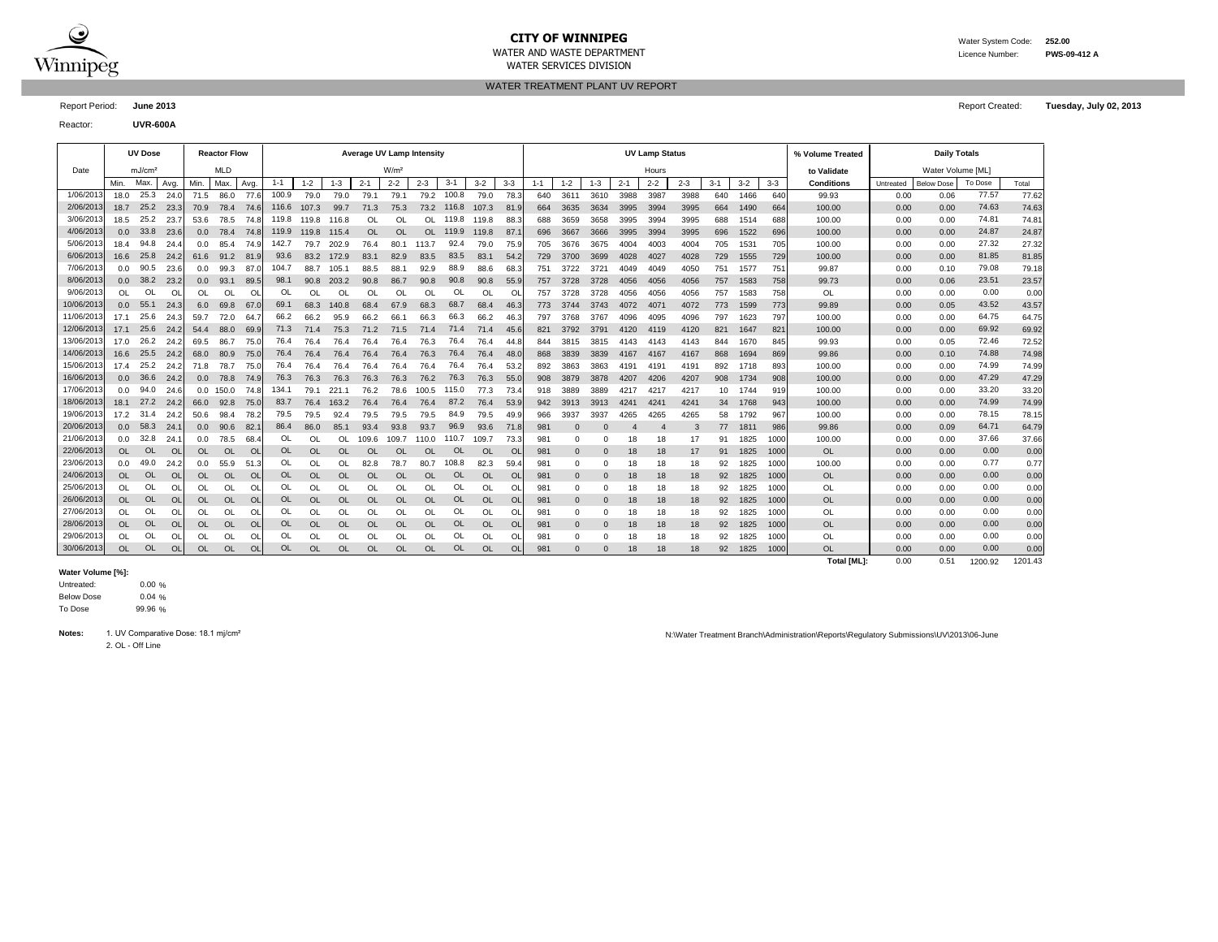# CITY OF WINNIPEG

WATER AND WASTE DEPARTMENT

WATER SERVICES DIVISION

Water System Code: **252.00**

Licence Number: **PWS-09-412 A**

## WATER TREATMENT PLANT UV REPORT

Report Period: **June 2013**

Report Created: **Tuesday, July 02, 2013**

Reactor: **UVR-600A**

| Date | UV Dose | | | Reactor Flow | | | Average UV Lamp Intensity | | | | | | | | | UV Lamp Status | | | | | | | | | % Volume Treated | Daily Totals | | | |
|---|---|---|---|---|---|---|---|---|---|---|---|---|---|---|---|---|---|---|---|---|---|---|---|---|---|---|---|---|---|
| | mJ/cm² | | | MLD | | | W/m² | | | | | | | | | Hours | | | | | | | | | to Validate | Water Volume [ML] | | | |
| | Min. | Max. | Avg. | Min. | Max. | Avg. | 1-1 | 1-2 | 1-3 | 2-1 | 2-2 | 2-3 | 3-1 | 3-2 | 3-3 | 1-1 | 1-2 | 1-3 | 2-1 | 2-2 | 2-3 | 3-1 | 3-2 | 3-3 | Conditions | Untreated | Below Dose | To Dose | Total |
| 1/06/2013 | 18.0 | 25.3 | 24.0 | 71.5 | 86.0 | 77.6 | 100.9 | 79.0 | 79.0 | 79.1 | 79.1 | 79.2 | 100.8 | 79.0 | 78.3 | 640 | 3611 | 3610 | 3988 | 3987 | 3988 | 640 | 1466 | 640 | 99.93 | 0.00 | 0.06 | 77.57 | 77.62 |
| 2/06/2013 | 18.7 | 25.2 | 23.3 | 70.9 | 78.4 | 74.6 | 116.6 | 107.3 | 99.7 | 71.3 | 75.3 | 73.2 | 116.8 | 107.3 | 81.9 | 664 | 3635 | 3634 | 3995 | 3994 | 3995 | 664 | 1490 | 664 | 100.00 | 0.00 | 0.00 | 74.63 | 74.63 |
| 3/06/2013 | 18.5 | 25.2 | 23.7 | 53.6 | 78.5 | 74.8 | 119.8 | 119.8 | 116.8 | OL | OL | OL | 119.8 | 119.8 | 88.3 | 688 | 3659 | 3658 | 3995 | 3994 | 3995 | 688 | 1514 | 688 | 100.00 | 0.00 | 0.00 | 74.81 | 74.81 |
| 4/06/2013 | 0.0 | 33.8 | 23.6 | 0.0 | 78.4 | 74.8 | 119.9 | 119.8 | 115.4 | OL | OL | OL | 119.9 | 119.8 | 87.1 | 696 | 3667 | 3666 | 3995 | 3994 | 3995 | 696 | 1522 | 696 | 100.00 | 0.00 | 0.00 | 24.87 | 24.87 |
| 5/06/2013 | 18.4 | 94.8 | 24.4 | 0.0 | 85.4 | 74.9 | 142.7 | 79.7 | 202.9 | 76.4 | 80.1 | 113.7 | 92.4 | 79.0 | 75.9 | 705 | 3676 | 3675 | 4004 | 4003 | 4004 | 705 | 1531 | 705 | 100.00 | 0.00 | 0.00 | 27.32 | 27.32 |
| 6/06/2013 | 16.6 | 25.8 | 24.2 | 61.6 | 91.2 | 81.9 | 93.6 | 83.2 | 172.9 | 83.1 | 82.9 | 83.5 | 83.5 | 83.1 | 54.2 | 729 | 3700 | 3699 | 4028 | 4027 | 4028 | 729 | 1555 | 729 | 100.00 | 0.00 | 0.00 | 81.85 | 81.85 |
| 7/06/2013 | 0.0 | 90.5 | 23.6 | 0.0 | 99.3 | 87.0 | 104.7 | 88.7 | 105.1 | 88.5 | 88.1 | 92.9 | 88.9 | 88.6 | 68.3 | 751 | 3722 | 3721 | 4049 | 4049 | 4050 | 751 | 1577 | 751 | 99.87 | 0.00 | 0.10 | 79.08 | 79.18 |
| 8/06/2013 | 0.0 | 38.2 | 23.2 | 0.0 | 93.1 | 89.5 | 98.1 | 90.8 | 203.2 | 90.8 | 86.7 | 90.8 | 90.8 | 90.8 | 55.9 | 757 | 3728 | 3728 | 4056 | 4056 | 4056 | 757 | 1583 | 758 | 99.73 | 0.00 | 0.06 | 23.51 | 23.57 |
| 9/06/2013 | OL | OL | OL | OL | OL | OL | OL | OL | OL | OL | OL | OL | OL | OL | OL | 757 | 3728 | 3728 | 4056 | 4056 | 4056 | 757 | 1583 | 758 | OL | 0.00 | 0.00 | 0.00 | 0.00 |
| 10/06/2013 | 0.0 | 55.1 | 24.3 | 6.0 | 69.8 | 67.0 | 69.1 | 68.3 | 140.8 | 68.4 | 67.9 | 68.3 | 68.7 | 68.4 | 46.3 | 773 | 3744 | 3743 | 4072 | 4071 | 4072 | 773 | 1599 | 773 | 99.89 | 0.00 | 0.05 | 43.52 | 43.57 |
| 11/06/2013 | 17.1 | 25.6 | 24.3 | 59.7 | 72.0 | 64.7 | 66.2 | 66.2 | 95.9 | 66.2 | 66.1 | 66.3 | 66.3 | 66.2 | 46.3 | 797 | 3768 | 3767 | 4096 | 4095 | 4096 | 797 | 1623 | 797 | 100.00 | 0.00 | 0.00 | 64.75 | 64.75 |
| 12/06/2013 | 17.1 | 25.6 | 24.2 | 54.4 | 88.0 | 69.9 | 71.3 | 71.4 | 75.3 | 71.2 | 71.5 | 71.4 | 71.4 | 71.4 | 45.6 | 821 | 3792 | 3791 | 4120 | 4119 | 4120 | 821 | 1647 | 821 | 100.00 | 0.00 | 0.00 | 69.92 | 69.92 |
| 13/06/2013 | 17.0 | 26.2 | 24.2 | 69.5 | 86.7 | 75.0 | 76.4 | 76.4 | 76.4 | 76.4 | 76.4 | 76.3 | 76.4 | 76.4 | 44.8 | 844 | 3815 | 3815 | 4143 | 4143 | 4143 | 844 | 1670 | 845 | 99.93 | 0.00 | 0.05 | 72.46 | 72.52 |
| 14/06/2013 | 16.6 | 25.5 | 24.2 | 68.0 | 80.9 | 75.0 | 76.4 | 76.4 | 76.4 | 76.4 | 76.4 | 76.3 | 76.4 | 76.4 | 48.0 | 868 | 3839 | 3839 | 4167 | 4167 | 4167 | 868 | 1694 | 869 | 99.86 | 0.00 | 0.10 | 74.88 | 74.98 |
| 15/06/2013 | 17.4 | 25.2 | 24.2 | 71.8 | 78.7 | 75.0 | 76.4 | 76.4 | 76.4 | 76.4 | 76.4 | 76.4 | 76.4 | 76.4 | 53.2 | 892 | 3863 | 3863 | 4191 | 4191 | 4191 | 892 | 1718 | 893 | 100.00 | 0.00 | 0.00 | 74.99 | 74.99 |
| 16/06/2013 | 0.0 | 36.6 | 24.2 | 0.0 | 78.8 | 74.9 | 76.3 | 76.3 | 76.3 | 76.3 | 76.3 | 76.2 | 76.3 | 76.3 | 55.0 | 908 | 3879 | 3878 | 4207 | 4206 | 4207 | 908 | 1734 | 908 | 100.00 | 0.00 | 0.00 | 47.29 | 47.29 |
| 17/06/2013 | 0.0 | 94.0 | 24.6 | 0.0 | 150.0 | 74.8 | 134.1 | 79.1 | 221.1 | 76.2 | 78.6 | 100.5 | 115.0 | 77.3 | 73.4 | 918 | 3889 | 3889 | 4217 | 4217 | 4217 | 10 | 1744 | 919 | 100.00 | 0.00 | 0.00 | 33.20 | 33.20 |
| 18/06/2013 | 18.1 | 27.2 | 24.2 | 66.0 | 92.8 | 75.0 | 83.7 | 76.4 | 163.2 | 76.4 | 76.4 | 76.4 | 87.2 | 76.4 | 53.9 | 942 | 3913 | 3913 | 4241 | 4241 | 4241 | 34 | 1768 | 943 | 100.00 | 0.00 | 0.00 | 74.99 | 74.99 |
| 19/06/2013 | 17.2 | 31.4 | 24.2 | 50.6 | 98.4 | 78.2 | 79.5 | 79.5 | 92.4 | 79.5 | 79.5 | 79.5 | 84.9 | 79.5 | 49.9 | 966 | 3937 | 3937 | 4265 | 4265 | 4265 | 58 | 1792 | 967 | 100.00 | 0.00 | 0.00 | 78.15 | 78.15 |
| 20/06/2013 | 0.0 | 58.3 | 24.1 | 0.0 | 90.6 | 82.1 | 86.4 | 86.0 | 85.1 | 93.4 | 93.8 | 93.7 | 96.9 | 93.6 | 71.8 | 981 | 0 | 0 | 4 | 4 | 3 | 77 | 1811 | 986 | 99.86 | 0.00 | 0.09 | 64.71 | 64.79 |
| 21/06/2013 | 0.0 | 32.8 | 24.1 | 0.0 | 78.5 | 68.4 | OL | OL | OL | 109.6 | 109.7 | 110.0 | 110.7 | 109.7 | 73.3 | 981 | 0 | 0 | 18 | 18 | 17 | 91 | 1825 | 1000 | 100.00 | 0.00 | 0.00 | 37.66 | 37.66 |
| 22/06/2013 | OL | OL | OL | OL | OL | OL | OL | OL | OL | OL | OL | OL | OL | OL | OL | 981 | 0 | 0 | 18 | 18 | 17 | 91 | 1825 | 1000 | OL | 0.00 | 0.00 | 0.00 | 0.00 |
| 23/06/2013 | 0.0 | 49.0 | 24.2 | 0.0 | 55.9 | 51.3 | OL | OL | OL | 82.8 | 78.7 | 80.7 | 108.8 | 82.3 | 59.4 | 981 | 0 | 0 | 18 | 18 | 18 | 92 | 1825 | 1000 | 100.00 | 0.00 | 0.00 | 0.77 | 0.77 |
| 24/06/2013 | OL | OL | OL | OL | OL | OL | OL | OL | OL | OL | OL | OL | OL | OL | OL | 981 | 0 | 0 | 18 | 18 | 18 | 92 | 1825 | 1000 | OL | 0.00 | 0.00 | 0.00 | 0.00 |
| 25/06/2013 | OL | OL | OL | OL | OL | OL | OL | OL | OL | OL | OL | OL | OL | OL | OL | 981 | 0 | 0 | 18 | 18 | 18 | 92 | 1825 | 1000 | OL | 0.00 | 0.00 | 0.00 | 0.00 |
| 26/06/2013 | OL | OL | OL | OL | OL | OL | OL | OL | OL | OL | OL | OL | OL | OL | OL | 981 | 0 | 0 | 18 | 18 | 18 | 92 | 1825 | 1000 | OL | 0.00 | 0.00 | 0.00 | 0.00 |
| 27/06/2013 | OL | OL | OL | OL | OL | OL | OL | OL | OL | OL | OL | OL | OL | OL | OL | 981 | 0 | 0 | 18 | 18 | 18 | 92 | 1825 | 1000 | OL | 0.00 | 0.00 | 0.00 | 0.00 |
| 28/06/2013 | OL | OL | OL | OL | OL | OL | OL | OL | OL | OL | OL | OL | OL | OL | OL | 981 | 0 | 0 | 18 | 18 | 18 | 92 | 1825 | 1000 | OL | 0.00 | 0.00 | 0.00 | 0.00 |
| 29/06/2013 | OL | OL | OL | OL | OL | OL | OL | OL | OL | OL | OL | OL | OL | OL | OL | 981 | 0 | 0 | 18 | 18 | 18 | 92 | 1825 | 1000 | OL | 0.00 | 0.00 | 0.00 | 0.00 |
| 30/06/2013 | OL | OL | OL | OL | OL | OL | OL | OL | OL | OL | OL | OL | OL | OL | OL | 981 | 0 | 0 | 18 | 18 | 18 | 92 | 1825 | 1000 | OL | 0.00 | 0.00 | 0.00 | 0.00 |
| | | | | | | | | | | | | | | | | | | | | | | | | | **Total [ML]:** | 0.00 | 0.51 | 1200.92 | 1201.43 |

**Water Volume [%]:**

Untreated: 0.00 %

Below Dose 0.04 %

To Dose 99.96 %

**Notes:** 1. UV Comparative Dose: 18.1 mj/cm²

2. OL - Off Line

N:\Water Treatment Branch\Administration\Reports\Regulatory Submissions\UV\2013\06-June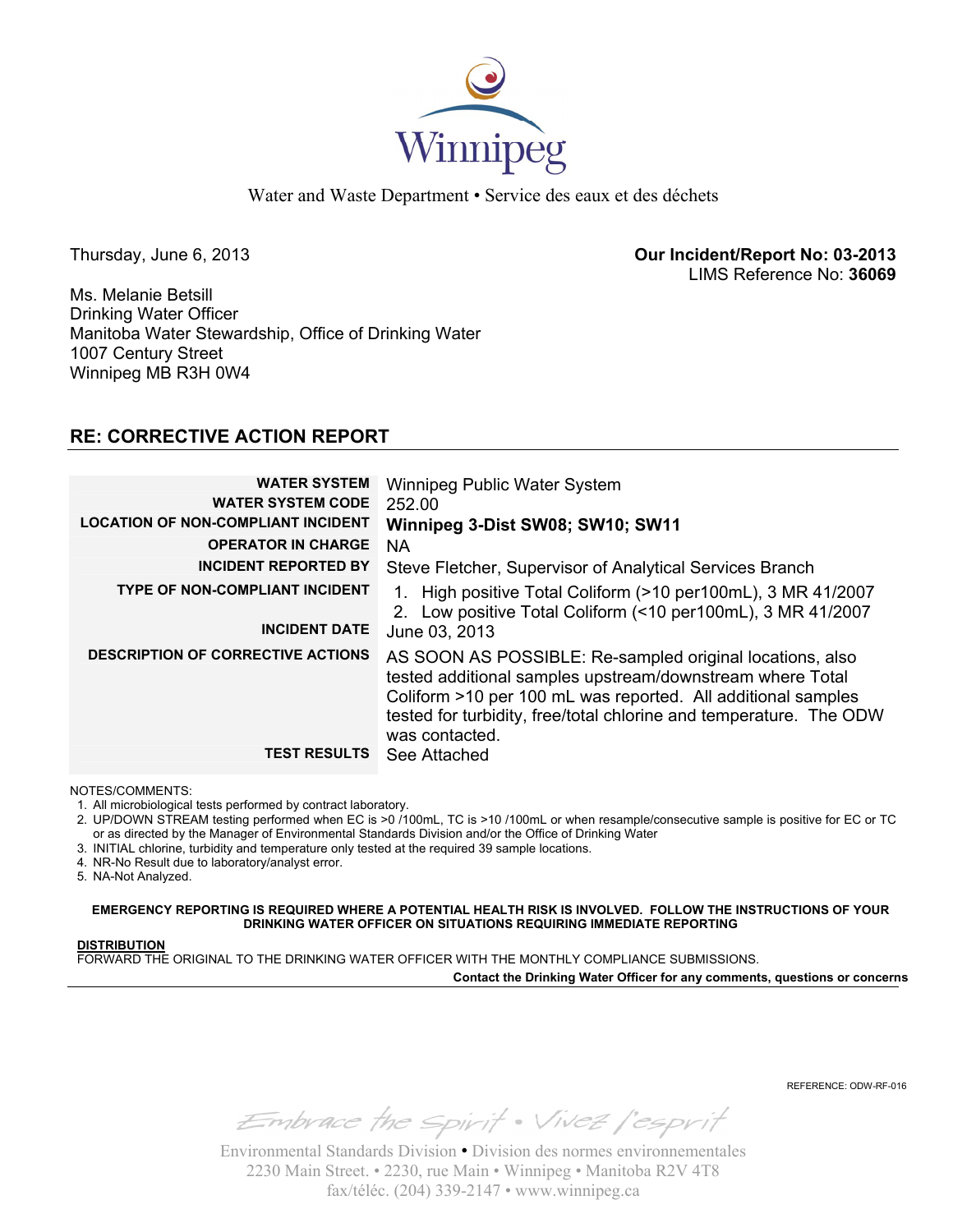Winnipeg

Water and Waste Department • Service des eaux et des déchets

Thursday, June 6, 2013

**Our Incident/Report No: 03-2013**
LIMS Reference No: **36069**

Ms. Melanie Betsill
Drinking Water Officer
Manitoba Water Stewardship, Office of Drinking Water
1007 Century Street
Winnipeg MB R3H 0W4

## RE: CORRECTIVE ACTION REPORT

| | |
|---|---|
| **WATER SYSTEM** | Winnipeg Public Water System |
| **WATER SYSTEM CODE** | 252.00 |
| **LOCATION OF NON-COMPLIANT INCIDENT** | **Winnipeg 3-Dist SW08; SW10; SW11** |
| **OPERATOR IN CHARGE** | NA |
| **INCIDENT REPORTED BY** | Steve Fletcher, Supervisor of Analytical Services Branch |
| **TYPE OF NON-COMPLIANT INCIDENT** | 1. High positive Total Coliform (>10 per100mL), 3 MR 41/2007<br>2. Low positive Total Coliform (<10 per100mL), 3 MR 41/2007 |
| **INCIDENT DATE** | June 03, 2013 |
| **DESCRIPTION OF CORRECTIVE ACTIONS** | AS SOON AS POSSIBLE: Re-sampled original locations, also tested additional samples upstream/downstream where Total Coliform >10 per 100 mL was reported. All additional samples tested for turbidity, free/total chlorine and temperature. The ODW was contacted. |
| **TEST RESULTS** | See Attached |

NOTES/COMMENTS:

1. All microbiological tests performed by contract laboratory.
2. UP/DOWN STREAM testing performed when EC is >0 /100mL, TC is >10 /100mL or when resample/consecutive sample is positive for EC or TC or as directed by the Manager of Environmental Standards Division and/or the Office of Drinking Water
3. INITIAL chlorine, turbidity and temperature only tested at the required 39 sample locations.
4. NR-No Result due to laboratory/analyst error.
5. NA-Not Analyzed.

**EMERGENCY REPORTING IS REQUIRED WHERE A POTENTIAL HEALTH RISK IS INVOLVED. FOLLOW THE INSTRUCTIONS OF YOUR DRINKING WATER OFFICER ON SITUATIONS REQUIRING IMMEDIATE REPORTING**

**DISTRIBUTION**
FORWARD THE ORIGINAL TO THE DRINKING WATER OFFICER WITH THE MONTHLY COMPLIANCE SUBMISSIONS.

**Contact the Drinking Water Officer for any comments, questions or concerns**

REFERENCE: ODW-RF-016

Embrace the Spirit • Vivez l'esprit

Environmental Standards Division • Division des normes environnementales
2230 Main Street. • 2230, rue Main • Winnipeg • Manitoba R2V 4T8
fax/téléc. (204) 339-2147 • www.winnipeg.ca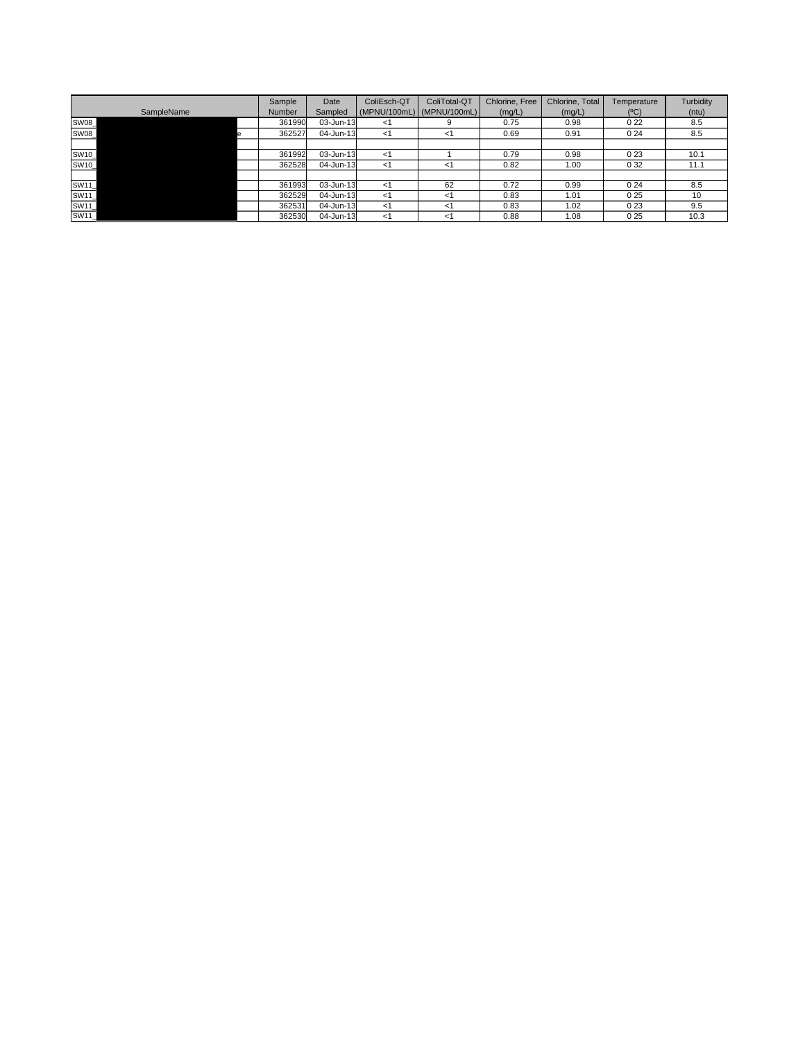| SampleName | Sample Number | Date Sampled | ColiEsch-QT (MPNU/100mL) | ColiTotal-QT (MPNU/100mL) | Chlorine, Free (mg/L) | Chlorine, Total (mg/L) | Temperature (ºC) | Turbidity (ntu) |
|---|---|---|---|---|---|---|---|---|
| SW08_ | 361990 | 03-Jun-13 | <1 | 9 | 0.75 | 0.98 | 0 22 | 8.5 |
| SW08_ e | 362527 | 04-Jun-13 | <1 | <1 | 0.69 | 0.91 | 0 24 | 8.5 |
| | | | | | | | | |
| SW10_ | 361992 | 03-Jun-13 | <1 | 1 | 0.79 | 0.98 | 0 23 | 10.1 |
| SW10_ | 362528 | 04-Jun-13 | <1 | <1 | 0.82 | 1.00 | 0 32 | 11.1 |
| | | | | | | | | |
| SW11_ | 361993 | 03-Jun-13 | <1 | 62 | 0.72 | 0.99 | 0 24 | 8.5 |
| SW11_ | 362529 | 04-Jun-13 | <1 | <1 | 0.83 | 1.01 | 0 25 | 10 |
| SW11_ | 362531 | 04-Jun-13 | <1 | <1 | 0.83 | 1.02 | 0 23 | 9.5 |
| SW11_ | 362530 | 04-Jun-13 | <1 | <1 | 0.88 | 1.08 | 0 25 | 10.3 |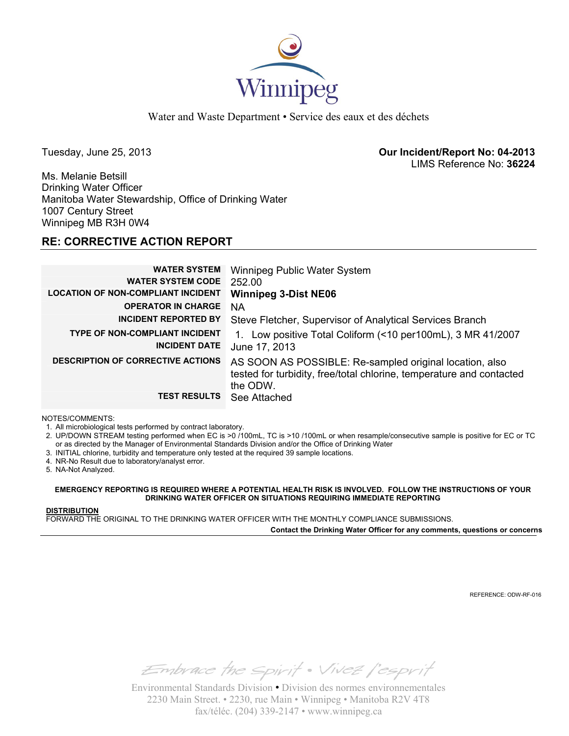Winnipeg

Water and Waste Department • Service des eaux et des déchets

Tuesday, June 25, 2013

**Our Incident/Report No: 04-2013**
LIMS Reference No: **36224**

Ms. Melanie Betsill
Drinking Water Officer
Manitoba Water Stewardship, Office of Drinking Water
1007 Century Street
Winnipeg MB R3H 0W4

## RE: CORRECTIVE ACTION REPORT

| | |
|---|---|
| **WATER SYSTEM** | Winnipeg Public Water System |
| **WATER SYSTEM CODE** | 252.00 |
| **LOCATION OF NON-COMPLIANT INCIDENT** | **Winnipeg 3-Dist NE06** |
| **OPERATOR IN CHARGE** | NA |
| **INCIDENT REPORTED BY** | Steve Fletcher, Supervisor of Analytical Services Branch |
| **TYPE OF NON-COMPLIANT INCIDENT** | 1. Low positive Total Coliform (<10 per100mL), 3 MR 41/2007 |
| **INCIDENT DATE** | June 17, 2013 |
| **DESCRIPTION OF CORRECTIVE ACTIONS** | AS SOON AS POSSIBLE: Re-sampled original location, also tested for turbidity, free/total chlorine, temperature and contacted the ODW. |
| **TEST RESULTS** | See Attached |

NOTES/COMMENTS:

1. All microbiological tests performed by contract laboratory.
2. UP/DOWN STREAM testing performed when EC is >0 /100mL, TC is >10 /100mL or when resample/consecutive sample is positive for EC or TC or as directed by the Manager of Environmental Standards Division and/or the Office of Drinking Water
3. INITIAL chlorine, turbidity and temperature only tested at the required 39 sample locations.
4. NR-No Result due to laboratory/analyst error.
5. NA-Not Analyzed.

**EMERGENCY REPORTING IS REQUIRED WHERE A POTENTIAL HEALTH RISK IS INVOLVED. FOLLOW THE INSTRUCTIONS OF YOUR DRINKING WATER OFFICER ON SITUATIONS REQUIRING IMMEDIATE REPORTING**

**DISTRIBUTION**
FORWARD THE ORIGINAL TO THE DRINKING WATER OFFICER WITH THE MONTHLY COMPLIANCE SUBMISSIONS.

**Contact the Drinking Water Officer for any comments, questions or concerns**

REFERENCE: ODW-RF-016

*Embrace the Spirit • Vivez l'esprit*

Environmental Standards Division • Division des normes environnementales
2230 Main Street. • 2230, rue Main • Winnipeg • Manitoba R2V 4T8
fax/téléc. (204) 339-2147 • www.winnipeg.ca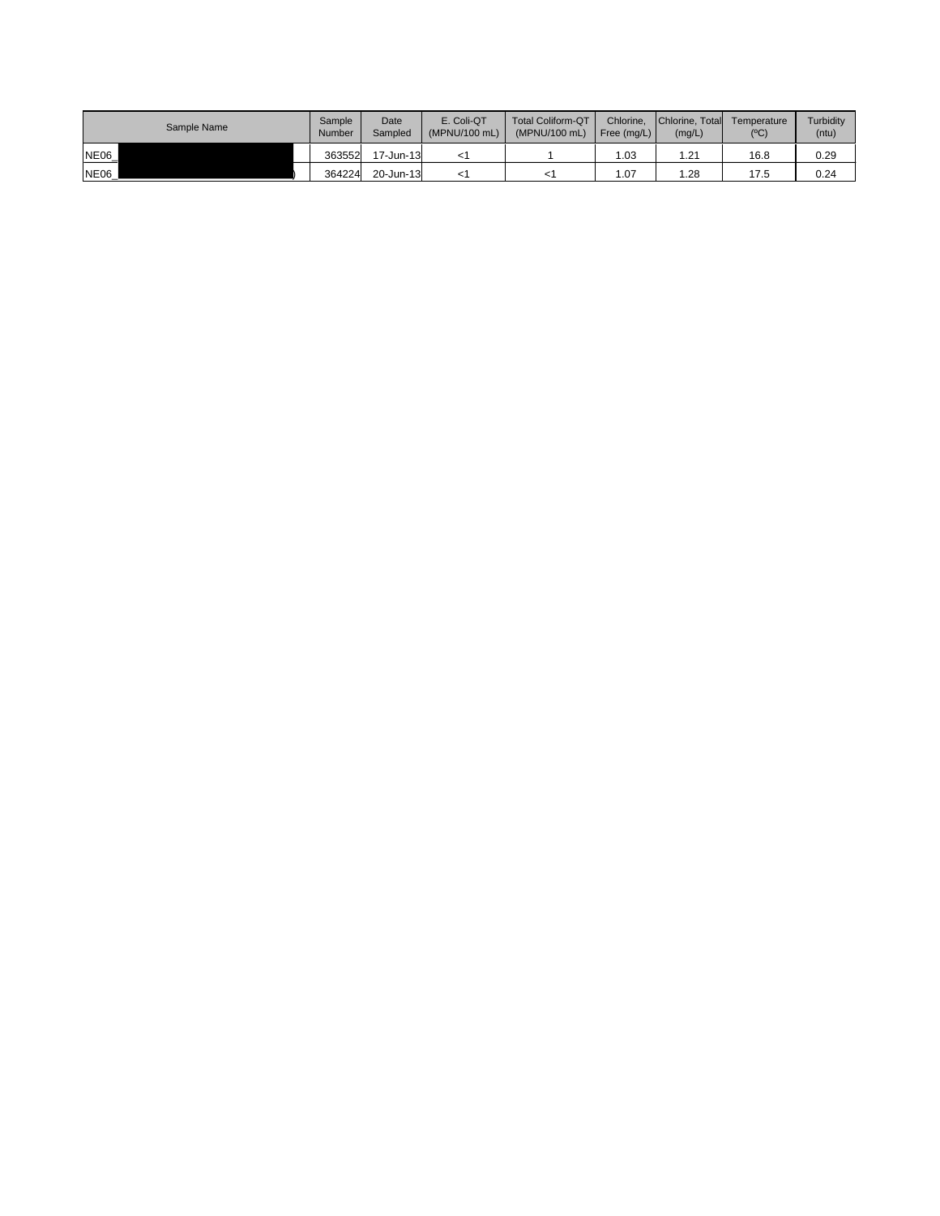| Sample Name | Sample Number | Date Sampled | E. Coli-QT (MPNU/100 mL) | Total Coliform-QT (MPNU/100 mL) | Chlorine, Free (mg/L) | Chlorine, Total (mg/L) | Temperature (ºC) | Turbidity (ntu) |
|---|---|---|---|---|---|---|---|---|
| NE06_ | 363552 | 17-Jun-13 | <1 | 1 | 1.03 | 1.21 | 16.8 | 0.29 |
| NE06_ ) | 364224 | 20-Jun-13 | <1 | <1 | 1.07 | 1.28 | 17.5 | 0.24 |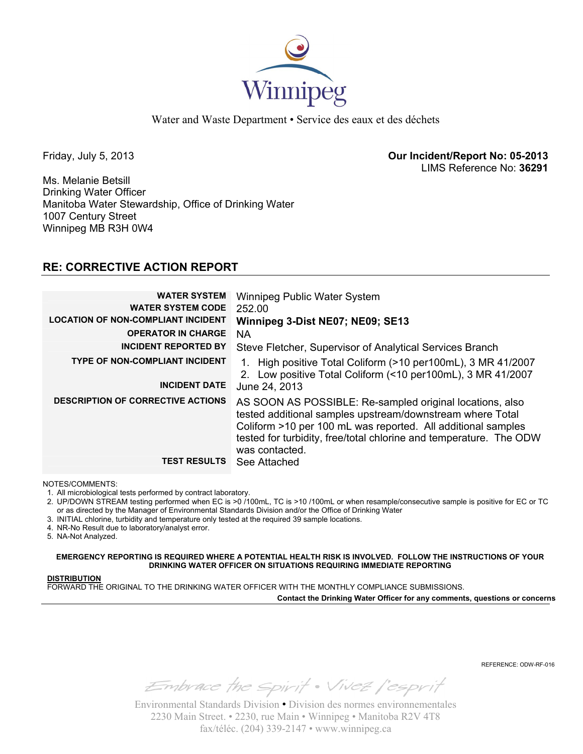Winnipeg

Water and Waste Department • Service des eaux et des déchets

Friday, July 5, 2013

**Our Incident/Report No: 05-2013**
LIMS Reference No: **36291**

Ms. Melanie Betsill
Drinking Water Officer
Manitoba Water Stewardship, Office of Drinking Water
1007 Century Street
Winnipeg MB R3H 0W4

## RE: CORRECTIVE ACTION REPORT

| | |
|---|---|
| **WATER SYSTEM** | Winnipeg Public Water System |
| **WATER SYSTEM CODE** | 252.00 |
| **LOCATION OF NON-COMPLIANT INCIDENT** | **Winnipeg 3-Dist NE07; NE09; SE13** |
| **OPERATOR IN CHARGE** | NA |
| **INCIDENT REPORTED BY** | Steve Fletcher, Supervisor of Analytical Services Branch |
| **TYPE OF NON-COMPLIANT INCIDENT** | 1. High positive Total Coliform (>10 per100mL), 3 MR 41/2007<br>2. Low positive Total Coliform (<10 per100mL), 3 MR 41/2007 |
| **INCIDENT DATE** | June 24, 2013 |
| **DESCRIPTION OF CORRECTIVE ACTIONS** | AS SOON AS POSSIBLE: Re-sampled original locations, also tested additional samples upstream/downstream where Total Coliform >10 per 100 mL was reported. All additional samples tested for turbidity, free/total chlorine and temperature. The ODW was contacted. |
| **TEST RESULTS** | See Attached |

NOTES/COMMENTS:

1. All microbiological tests performed by contract laboratory.
2. UP/DOWN STREAM testing performed when EC is >0 /100mL, TC is >10 /100mL or when resample/consecutive sample is positive for EC or TC or as directed by the Manager of Environmental Standards Division and/or the Office of Drinking Water
3. INITIAL chlorine, turbidity and temperature only tested at the required 39 sample locations.
4. NR-No Result due to laboratory/analyst error.
5. NA-Not Analyzed.

**EMERGENCY REPORTING IS REQUIRED WHERE A POTENTIAL HEALTH RISK IS INVOLVED. FOLLOW THE INSTRUCTIONS OF YOUR DRINKING WATER OFFICER ON SITUATIONS REQUIRING IMMEDIATE REPORTING**

**DISTRIBUTION**
FORWARD THE ORIGINAL TO THE DRINKING WATER OFFICER WITH THE MONTHLY COMPLIANCE SUBMISSIONS.

**Contact the Drinking Water Officer for any comments, questions or concerns**

REFERENCE: ODW-RF-016

Embrace the Spirit • Vivez l'esprit

Environmental Standards Division • Division des normes environnementales
2230 Main Street. • 2230, rue Main • Winnipeg • Manitoba R2V 4T8
fax/téléc. (204) 339-2147 • www.winnipeg.ca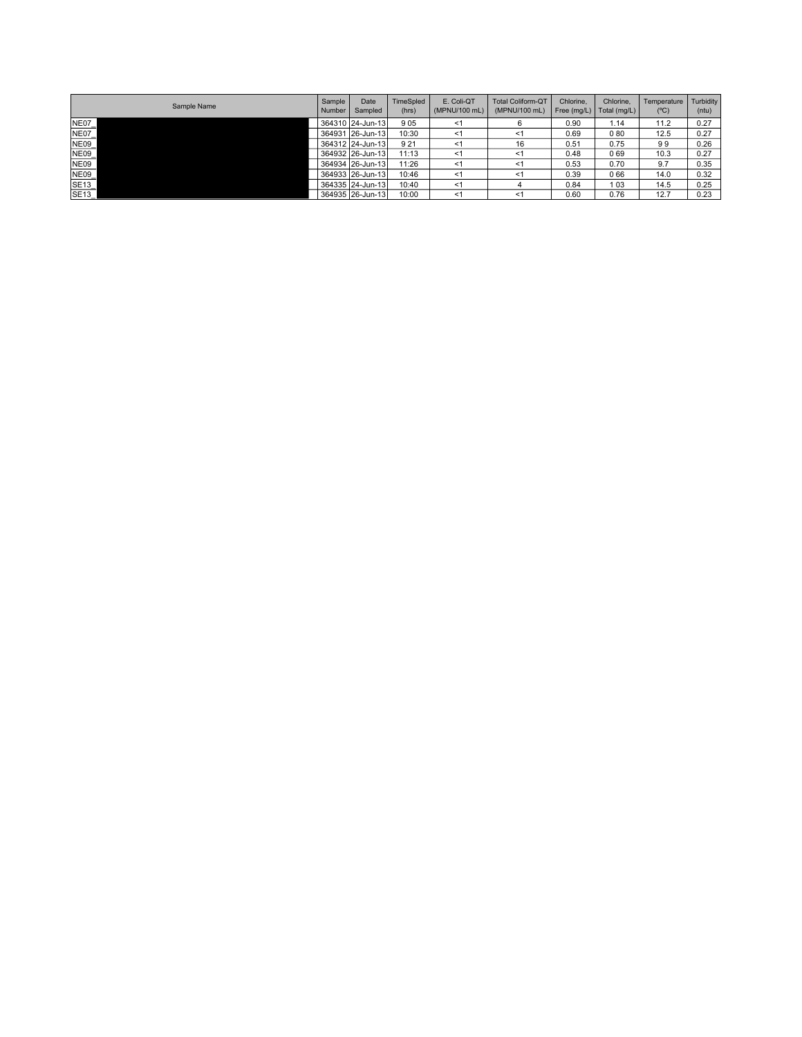| Sample Name | Sample Number | Date Sampled | TimeSpled (hrs) | E. Coli-QT (MPNU/100 mL) | Total Coliform-QT (MPNU/100 mL) | Chlorine, Free (mg/L) | Chlorine, Total (mg/L) | Temperature (ºC) | Turbidity (ntu) |
|---|---|---|---|---|---|---|---|---|---|
| NE07_ | 364310 | 24-Jun-13 | 9 05 | <1 | 6 | 0.90 | 1.14 | 11.2 | 0.27 |
| NE07_ | 364931 | 26-Jun-13 | 10:30 | <1 | <1 | 0.69 | 0 80 | 12.5 | 0.27 |
| NE09_ | 364312 | 24-Jun-13 | 9 21 | <1 | 16 | 0.51 | 0.75 | 9 9 | 0.26 |
| NE09_ | 364932 | 26-Jun-13 | 11:13 | <1 | <1 | 0.48 | 0 69 | 10.3 | 0.27 |
| NE09 | 364934 | 26-Jun-13 | 11:26 | <1 | <1 | 0.53 | 0.70 | 9.7 | 0.35 |
| NE09_ | 364933 | 26-Jun-13 | 10:46 | <1 | <1 | 0.39 | 0 66 | 14.0 | 0.32 |
| SE13_ | 364335 | 24-Jun-13 | 10:40 | <1 | 4 | 0.84 | 1 03 | 14.5 | 0.25 |
| SE13_ | 364935 | 26-Jun-13 | 10:00 | <1 | <1 | 0.60 | 0.76 | 12.7 | 0.23 |